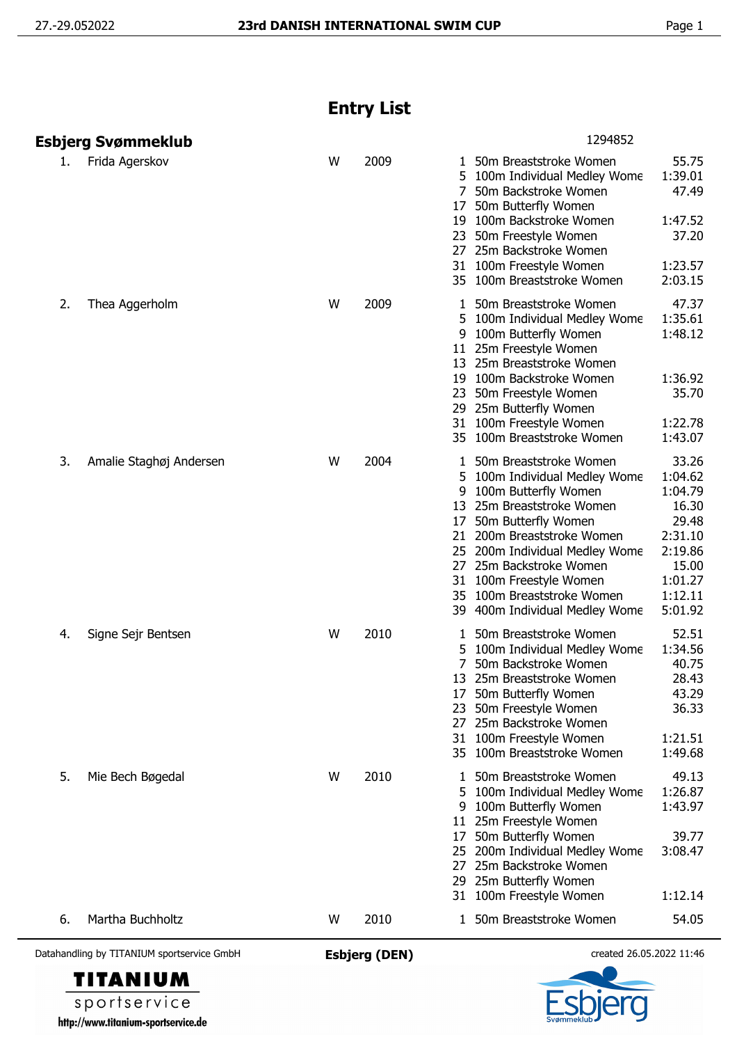# Entry List

## Esbjerg Svømmeklub

1294852

| No. | Name | Sex | Year | Event | Event Name | Time |
|---|---|---|---|---|---|---|
| 1. | Frida Agerskov | W | 2009 | 1 | 50m Breaststroke Women | 55.75 |
| | | | | 5 | 100m Individual Medley Wome | 1:39.01 |
| | | | | 7 | 50m Backstroke Women | 47.49 |
| | | | | 17 | 50m Butterfly Women | |
| | | | | 19 | 100m Backstroke Women | 1:47.52 |
| | | | | 23 | 50m Freestyle Women | 37.20 |
| | | | | 27 | 25m Backstroke Women | |
| | | | | 31 | 100m Freestyle Women | 1:23.57 |
| | | | | 35 | 100m Breaststroke Women | 2:03.15 |
| 2. | Thea Aggerholm | W | 2009 | 1 | 50m Breaststroke Women | 47.37 |
| | | | | 5 | 100m Individual Medley Wome | 1:35.61 |
| | | | | 9 | 100m Butterfly Women | 1:48.12 |
| | | | | 11 | 25m Freestyle Women | |
| | | | | 13 | 25m Breaststroke Women | |
| | | | | 19 | 100m Backstroke Women | 1:36.92 |
| | | | | 23 | 50m Freestyle Women | 35.70 |
| | | | | 29 | 25m Butterfly Women | |
| | | | | 31 | 100m Freestyle Women | 1:22.78 |
| | | | | 35 | 100m Breaststroke Women | 1:43.07 |
| 3. | Amalie Staghøj Andersen | W | 2004 | 1 | 50m Breaststroke Women | 33.26 |
| | | | | 5 | 100m Individual Medley Wome | 1:04.62 |
| | | | | 9 | 100m Butterfly Women | 1:04.79 |
| | | | | 13 | 25m Breaststroke Women | 16.30 |
| | | | | 17 | 50m Butterfly Women | 29.48 |
| | | | | 21 | 200m Breaststroke Women | 2:31.10 |
| | | | | 25 | 200m Individual Medley Wome | 2:19.86 |
| | | | | 27 | 25m Backstroke Women | 15.00 |
| | | | | 31 | 100m Freestyle Women | 1:01.27 |
| | | | | 35 | 100m Breaststroke Women | 1:12.11 |
| | | | | 39 | 400m Individual Medley Wome | 5:01.92 |
| 4. | Signe Sejr Bentsen | W | 2010 | 1 | 50m Breaststroke Women | 52.51 |
| | | | | 5 | 100m Individual Medley Wome | 1:34.56 |
| | | | | 7 | 50m Backstroke Women | 40.75 |
| | | | | 13 | 25m Breaststroke Women | 28.43 |
| | | | | 17 | 50m Butterfly Women | 43.29 |
| | | | | 23 | 50m Freestyle Women | 36.33 |
| | | | | 27 | 25m Backstroke Women | |
| | | | | 31 | 100m Freestyle Women | 1:21.51 |
| | | | | 35 | 100m Breaststroke Women | 1:49.68 |
| 5. | Mie Bech Bøgedal | W | 2010 | 1 | 50m Breaststroke Women | 49.13 |
| | | | | 5 | 100m Individual Medley Wome | 1:26.87 |
| | | | | 9 | 100m Butterfly Women | 1:43.97 |
| | | | | 11 | 25m Freestyle Women | |
| | | | | 17 | 50m Butterfly Women | 39.77 |
| | | | | 25 | 200m Individual Medley Wome | 3:08.47 |
| | | | | 27 | 25m Backstroke Women | |
| | | | | 29 | 25m Butterfly Women | |
| | | | | 31 | 100m Freestyle Women | 1:12.14 |
| 6. | Martha Buchholtz | W | 2010 | 1 | 50m Breaststroke Women | 54.05 |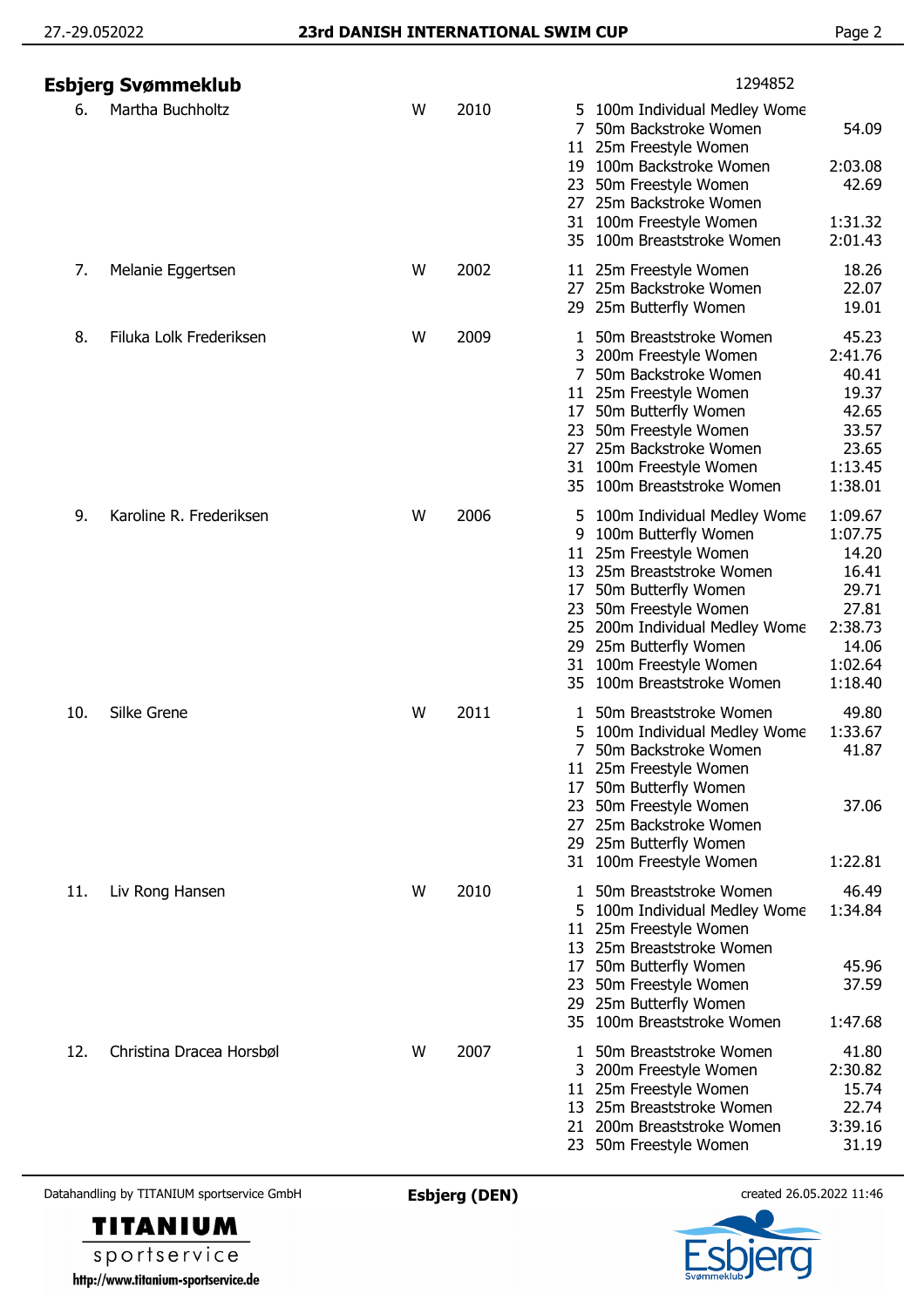## Esbjerg Svømmeklub

1294852

| No. | Name | | Year | Event | Discipline | Time |
|---|---|---|---|---|---|---|
| 6. | Martha Buchholtz | W | 2010 | 5 | 100m Individual Medley Wome | |
| | | | | 7 | 50m Backstroke Women | 54.09 |
| | | | | 11 | 25m Freestyle Women | |
| | | | | 19 | 100m Backstroke Women | 2:03.08 |
| | | | | 23 | 50m Freestyle Women | 42.69 |
| | | | | 27 | 25m Backstroke Women | |
| | | | | 31 | 100m Freestyle Women | 1:31.32 |
| | | | | 35 | 100m Breaststroke Women | 2:01.43 |
| 7. | Melanie Eggertsen | W | 2002 | 11 | 25m Freestyle Women | 18.26 |
| | | | | 27 | 25m Backstroke Women | 22.07 |
| | | | | 29 | 25m Butterfly Women | 19.01 |
| 8. | Filuka Lolk Frederiksen | W | 2009 | 1 | 50m Breaststroke Women | 45.23 |
| | | | | 3 | 200m Freestyle Women | 2:41.76 |
| | | | | 7 | 50m Backstroke Women | 40.41 |
| | | | | 11 | 25m Freestyle Women | 19.37 |
| | | | | 17 | 50m Butterfly Women | 42.65 |
| | | | | 23 | 50m Freestyle Women | 33.57 |
| | | | | 27 | 25m Backstroke Women | 23.65 |
| | | | | 31 | 100m Freestyle Women | 1:13.45 |
| | | | | 35 | 100m Breaststroke Women | 1:38.01 |
| 9. | Karoline R. Frederiksen | W | 2006 | 5 | 100m Individual Medley Wome | 1:09.67 |
| | | | | 9 | 100m Butterfly Women | 1:07.75 |
| | | | | 11 | 25m Freestyle Women | 14.20 |
| | | | | 13 | 25m Breaststroke Women | 16.41 |
| | | | | 17 | 50m Butterfly Women | 29.71 |
| | | | | 23 | 50m Freestyle Women | 27.81 |
| | | | | 25 | 200m Individual Medley Wome | 2:38.73 |
| | | | | 29 | 25m Butterfly Women | 14.06 |
| | | | | 31 | 100m Freestyle Women | 1:02.64 |
| | | | | 35 | 100m Breaststroke Women | 1:18.40 |
| 10. | Silke Grene | W | 2011 | 1 | 50m Breaststroke Women | 49.80 |
| | | | | 5 | 100m Individual Medley Wome | 1:33.67 |
| | | | | 7 | 50m Backstroke Women | 41.87 |
| | | | | 11 | 25m Freestyle Women | |
| | | | | 17 | 50m Butterfly Women | |
| | | | | 23 | 50m Freestyle Women | 37.06 |
| | | | | 27 | 25m Backstroke Women | |
| | | | | 29 | 25m Butterfly Women | |
| | | | | 31 | 100m Freestyle Women | 1:22.81 |
| 11. | Liv Rong Hansen | W | 2010 | 1 | 50m Breaststroke Women | 46.49 |
| | | | | 5 | 100m Individual Medley Wome | 1:34.84 |
| | | | | 11 | 25m Freestyle Women | |
| | | | | 13 | 25m Breaststroke Women | |
| | | | | 17 | 50m Butterfly Women | 45.96 |
| | | | | 23 | 50m Freestyle Women | 37.59 |
| | | | | 29 | 25m Butterfly Women | |
| | | | | 35 | 100m Breaststroke Women | 1:47.68 |
| 12. | Christina Dracea Horsbøl | W | 2007 | 1 | 50m Breaststroke Women | 41.80 |
| | | | | 3 | 200m Freestyle Women | 2:30.82 |
| | | | | 11 | 25m Freestyle Women | 15.74 |
| | | | | 13 | 25m Breaststroke Women | 22.74 |
| | | | | 21 | 200m Breaststroke Women | 3:39.16 |
| | | | | 23 | 50m Freestyle Women | 31.19 |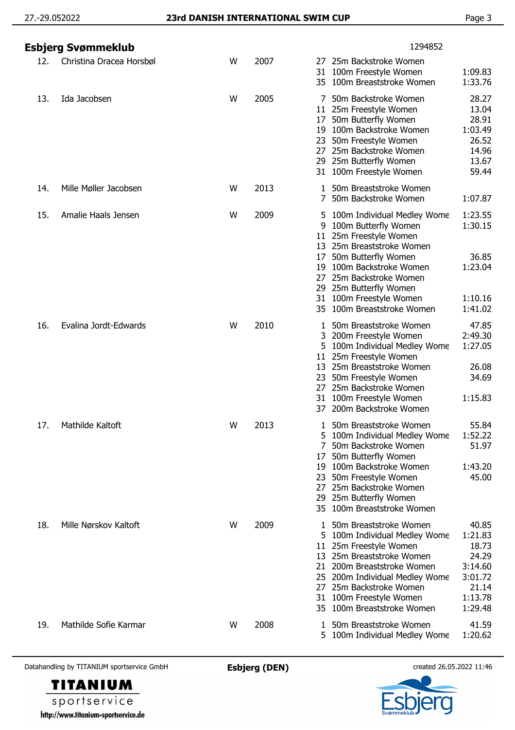## Esbjerg Svømmeklub

1294852

| No. | Name | Sex | Year | Event | | Time |
|---|---|---|---|---|---|---|
| 12. | Christina Dracea Horsbøl | W | 2007 | 27 | 25m Backstroke Women | |
| | | | | 31 | 100m Freestyle Women | 1:09.83 |
| | | | | 35 | 100m Breaststroke Women | 1:33.76 |
| 13. | Ida Jacobsen | W | 2005 | 7 | 50m Backstroke Women | 28.27 |
| | | | | 11 | 25m Freestyle Women | 13.04 |
| | | | | 17 | 50m Butterfly Women | 28.91 |
| | | | | 19 | 100m Backstroke Women | 1:03.49 |
| | | | | 23 | 50m Freestyle Women | 26.52 |
| | | | | 27 | 25m Backstroke Women | 14.96 |
| | | | | 29 | 25m Butterfly Women | 13.67 |
| | | | | 31 | 100m Freestyle Women | 59.44 |
| 14. | Mille Møller Jacobsen | W | 2013 | 1 | 50m Breaststroke Women | |
| | | | | 7 | 50m Backstroke Women | 1:07.87 |
| 15. | Amalie Haals Jensen | W | 2009 | 5 | 100m Individual Medley Wome | 1:23.55 |
| | | | | 9 | 100m Butterfly Women | 1:30.15 |
| | | | | 11 | 25m Freestyle Women | |
| | | | | 13 | 25m Breaststroke Women | |
| | | | | 17 | 50m Butterfly Women | 36.85 |
| | | | | 19 | 100m Backstroke Women | 1:23.04 |
| | | | | 27 | 25m Backstroke Women | |
| | | | | 29 | 25m Butterfly Women | |
| | | | | 31 | 100m Freestyle Women | 1:10.16 |
| | | | | 35 | 100m Breaststroke Women | 1:41.02 |
| 16. | Evalina Jordt-Edwards | W | 2010 | 1 | 50m Breaststroke Women | 47.85 |
| | | | | 3 | 200m Freestyle Women | 2:49.30 |
| | | | | 5 | 100m Individual Medley Wome | 1:27.05 |
| | | | | 11 | 25m Freestyle Women | |
| | | | | 13 | 25m Breaststroke Women | 26.08 |
| | | | | 23 | 50m Freestyle Women | 34.69 |
| | | | | 27 | 25m Backstroke Women | |
| | | | | 31 | 100m Freestyle Women | 1:15.83 |
| | | | | 37 | 200m Backstroke Women | |
| 17. | Mathilde Kaltoft | W | 2013 | 1 | 50m Breaststroke Women | 55.84 |
| | | | | 5 | 100m Individual Medley Wome | 1:52.22 |
| | | | | 7 | 50m Backstroke Women | 51.97 |
| | | | | 17 | 50m Butterfly Women | |
| | | | | 19 | 100m Backstroke Women | 1:43.20 |
| | | | | 23 | 50m Freestyle Women | 45.00 |
| | | | | 27 | 25m Backstroke Women | |
| | | | | 29 | 25m Butterfly Women | |
| | | | | 35 | 100m Breaststroke Women | |
| 18. | Mille Nørskov Kaltoft | W | 2009 | 1 | 50m Breaststroke Women | 40.85 |
| | | | | 5 | 100m Individual Medley Wome | 1:21.83 |
| | | | | 11 | 25m Freestyle Women | 18.73 |
| | | | | 13 | 25m Breaststroke Women | 24.29 |
| | | | | 21 | 200m Breaststroke Women | 3:14.60 |
| | | | | 25 | 200m Individual Medley Wome | 3:01.72 |
| | | | | 27 | 25m Backstroke Women | 21.14 |
| | | | | 31 | 100m Freestyle Women | 1:13.78 |
| | | | | 35 | 100m Breaststroke Women | 1:29.48 |
| 19. | Mathilde Sofie Karmar | W | 2008 | 1 | 50m Breaststroke Women | 41.59 |
| | | | | 5 | 100m Individual Medley Wome | 1:20.62 |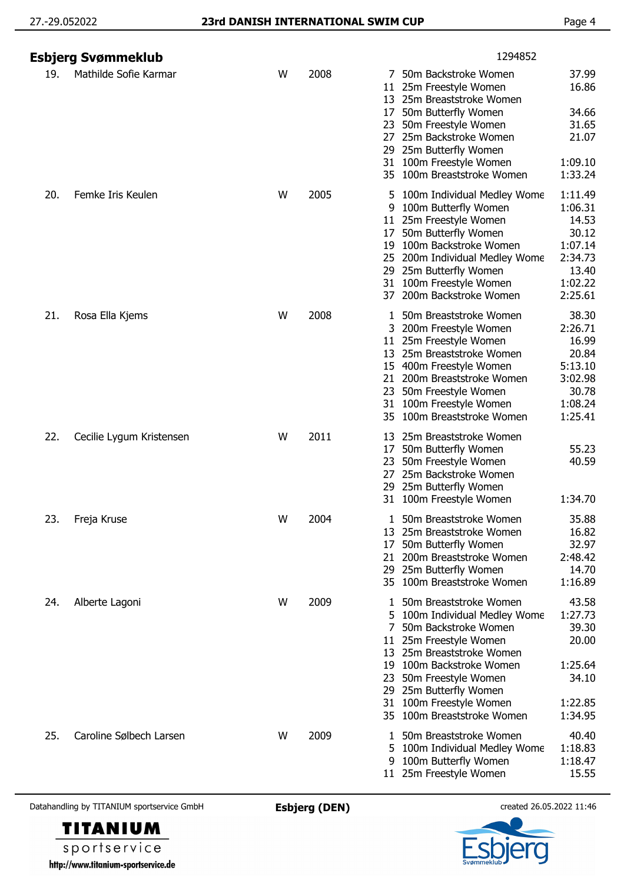## Esbjerg Svømmeklub

1294852

| No. | Name | Sex | Year | Event | Event Name | Time |
|---|---|---|---|---|---|---|
| 19. | Mathilde Sofie Karmar | W | 2008 | 7 | 50m Backstroke Women | 37.99 |
| | | | | 11 | 25m Freestyle Women | 16.86 |
| | | | | 13 | 25m Breaststroke Women | |
| | | | | 17 | 50m Butterfly Women | 34.66 |
| | | | | 23 | 50m Freestyle Women | 31.65 |
| | | | | 27 | 25m Backstroke Women | 21.07 |
| | | | | 29 | 25m Butterfly Women | |
| | | | | 31 | 100m Freestyle Women | 1:09.10 |
| | | | | 35 | 100m Breaststroke Women | 1:33.24 |
| 20. | Femke Iris Keulen | W | 2005 | 5 | 100m Individual Medley Wome | 1:11.49 |
| | | | | 9 | 100m Butterfly Women | 1:06.31 |
| | | | | 11 | 25m Freestyle Women | 14.53 |
| | | | | 17 | 50m Butterfly Women | 30.12 |
| | | | | 19 | 100m Backstroke Women | 1:07.14 |
| | | | | 25 | 200m Individual Medley Wome | 2:34.73 |
| | | | | 29 | 25m Butterfly Women | 13.40 |
| | | | | 31 | 100m Freestyle Women | 1:02.22 |
| | | | | 37 | 200m Backstroke Women | 2:25.61 |
| 21. | Rosa Ella Kjems | W | 2008 | 1 | 50m Breaststroke Women | 38.30 |
| | | | | 3 | 200m Freestyle Women | 2:26.71 |
| | | | | 11 | 25m Freestyle Women | 16.99 |
| | | | | 13 | 25m Breaststroke Women | 20.84 |
| | | | | 15 | 400m Freestyle Women | 5:13.10 |
| | | | | 21 | 200m Breaststroke Women | 3:02.98 |
| | | | | 23 | 50m Freestyle Women | 30.78 |
| | | | | 31 | 100m Freestyle Women | 1:08.24 |
| | | | | 35 | 100m Breaststroke Women | 1:25.41 |
| 22. | Cecilie Lygum Kristensen | W | 2011 | 13 | 25m Breaststroke Women | |
| | | | | 17 | 50m Butterfly Women | 55.23 |
| | | | | 23 | 50m Freestyle Women | 40.59 |
| | | | | 27 | 25m Backstroke Women | |
| | | | | 29 | 25m Butterfly Women | |
| | | | | 31 | 100m Freestyle Women | 1:34.70 |
| 23. | Freja Kruse | W | 2004 | 1 | 50m Breaststroke Women | 35.88 |
| | | | | 13 | 25m Breaststroke Women | 16.82 |
| | | | | 17 | 50m Butterfly Women | 32.97 |
| | | | | 21 | 200m Breaststroke Women | 2:48.42 |
| | | | | 29 | 25m Butterfly Women | 14.70 |
| | | | | 35 | 100m Breaststroke Women | 1:16.89 |
| 24. | Alberte Lagoni | W | 2009 | 1 | 50m Breaststroke Women | 43.58 |
| | | | | 5 | 100m Individual Medley Wome | 1:27.73 |
| | | | | 7 | 50m Backstroke Women | 39.30 |
| | | | | 11 | 25m Freestyle Women | 20.00 |
| | | | | 13 | 25m Breaststroke Women | |
| | | | | 19 | 100m Backstroke Women | 1:25.64 |
| | | | | 23 | 50m Freestyle Women | 34.10 |
| | | | | 29 | 25m Butterfly Women | |
| | | | | 31 | 100m Freestyle Women | 1:22.85 |
| | | | | 35 | 100m Breaststroke Women | 1:34.95 |
| 25. | Caroline Sølbech Larsen | W | 2009 | 1 | 50m Breaststroke Women | 40.40 |
| | | | | 5 | 100m Individual Medley Wome | 1:18.83 |
| | | | | 9 | 100m Butterfly Women | 1:18.47 |
| | | | | 11 | 25m Freestyle Women | 15.55 |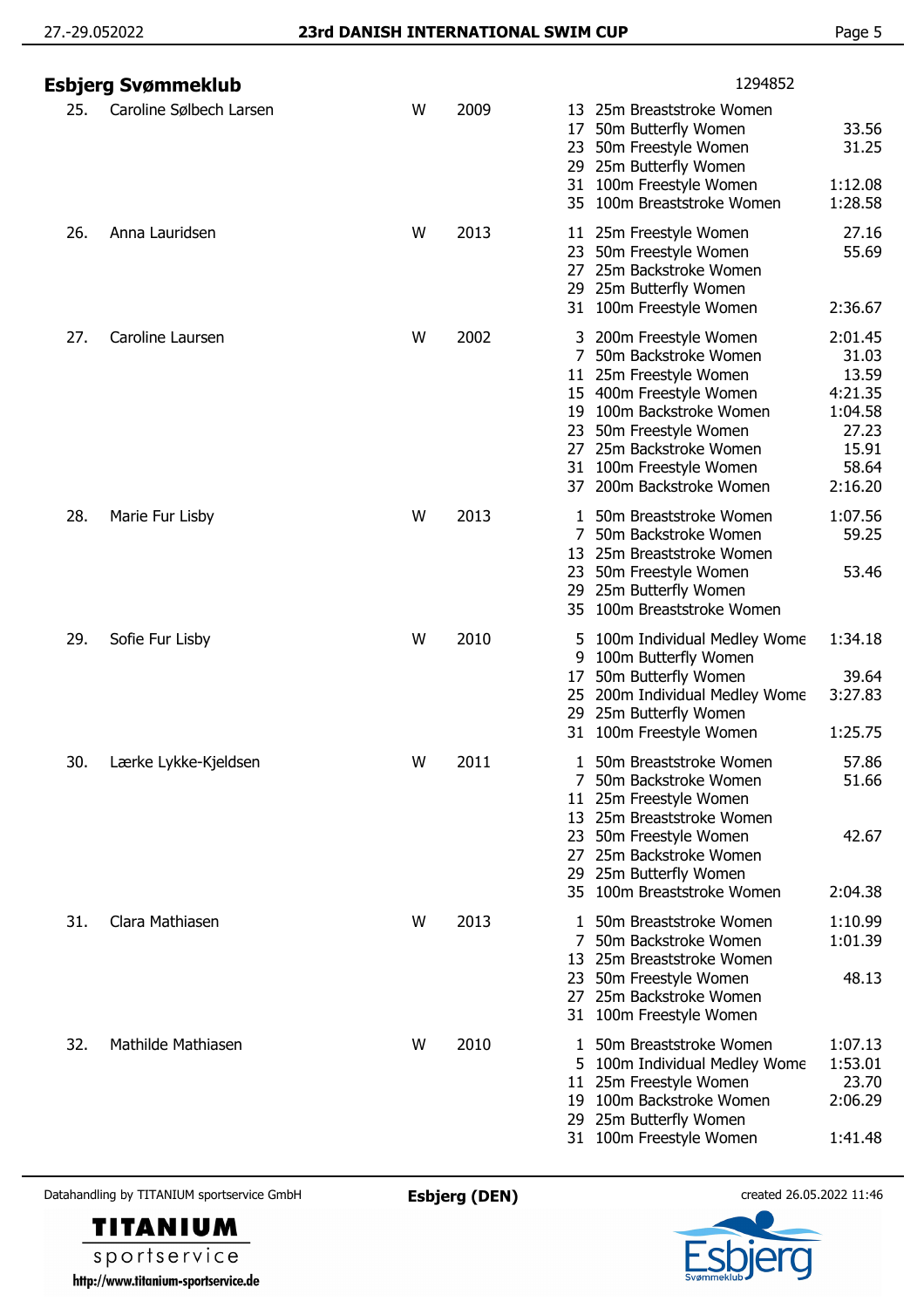## Esbjerg Svømmeklub

1294852

| No. | Name | Sex | Year | Event | Event Name | Time |
|---|---|---|---|---|---|---|
| 25. | Caroline Sølbech Larsen | W | 2009 | 13 | 25m Breaststroke Women | |
| | | | | 17 | 50m Butterfly Women | 33.56 |
| | | | | 23 | 50m Freestyle Women | 31.25 |
| | | | | 29 | 25m Butterfly Women | |
| | | | | 31 | 100m Freestyle Women | 1:12.08 |
| | | | | 35 | 100m Breaststroke Women | 1:28.58 |
| 26. | Anna Lauridsen | W | 2013 | 11 | 25m Freestyle Women | 27.16 |
| | | | | 23 | 50m Freestyle Women | 55.69 |
| | | | | 27 | 25m Backstroke Women | |
| | | | | 29 | 25m Butterfly Women | |
| | | | | 31 | 100m Freestyle Women | 2:36.67 |
| 27. | Caroline Laursen | W | 2002 | 3 | 200m Freestyle Women | 2:01.45 |
| | | | | 7 | 50m Backstroke Women | 31.03 |
| | | | | 11 | 25m Freestyle Women | 13.59 |
| | | | | 15 | 400m Freestyle Women | 4:21.35 |
| | | | | 19 | 100m Backstroke Women | 1:04.58 |
| | | | | 23 | 50m Freestyle Women | 27.23 |
| | | | | 27 | 25m Backstroke Women | 15.91 |
| | | | | 31 | 100m Freestyle Women | 58.64 |
| | | | | 37 | 200m Backstroke Women | 2:16.20 |
| 28. | Marie Fur Lisby | W | 2013 | 1 | 50m Breaststroke Women | 1:07.56 |
| | | | | 7 | 50m Backstroke Women | 59.25 |
| | | | | 13 | 25m Breaststroke Women | |
| | | | | 23 | 50m Freestyle Women | 53.46 |
| | | | | 29 | 25m Butterfly Women | |
| | | | | 35 | 100m Breaststroke Women | |
| 29. | Sofie Fur Lisby | W | 2010 | 5 | 100m Individual Medley Wome | 1:34.18 |
| | | | | 9 | 100m Butterfly Women | |
| | | | | 17 | 50m Butterfly Women | 39.64 |
| | | | | 25 | 200m Individual Medley Wome | 3:27.83 |
| | | | | 29 | 25m Butterfly Women | |
| | | | | 31 | 100m Freestyle Women | 1:25.75 |
| 30. | Lærke Lykke-Kjeldsen | W | 2011 | 1 | 50m Breaststroke Women | 57.86 |
| | | | | 7 | 50m Backstroke Women | 51.66 |
| | | | | 11 | 25m Freestyle Women | |
| | | | | 13 | 25m Breaststroke Women | |
| | | | | 23 | 50m Freestyle Women | 42.67 |
| | | | | 27 | 25m Backstroke Women | |
| | | | | 29 | 25m Butterfly Women | |
| | | | | 35 | 100m Breaststroke Women | 2:04.38 |
| 31. | Clara Mathiasen | W | 2013 | 1 | 50m Breaststroke Women | 1:10.99 |
| | | | | 7 | 50m Backstroke Women | 1:01.39 |
| | | | | 13 | 25m Breaststroke Women | |
| | | | | 23 | 50m Freestyle Women | 48.13 |
| | | | | 27 | 25m Backstroke Women | |
| | | | | 31 | 100m Freestyle Women | |
| 32. | Mathilde Mathiasen | W | 2010 | 1 | 50m Breaststroke Women | 1:07.13 |
| | | | | 5 | 100m Individual Medley Wome | 1:53.01 |
| | | | | 11 | 25m Freestyle Women | 23.70 |
| | | | | 19 | 100m Backstroke Women | 2:06.29 |
| | | | | 29 | 25m Butterfly Women | |
| | | | | 31 | 100m Freestyle Women | 1:41.48 |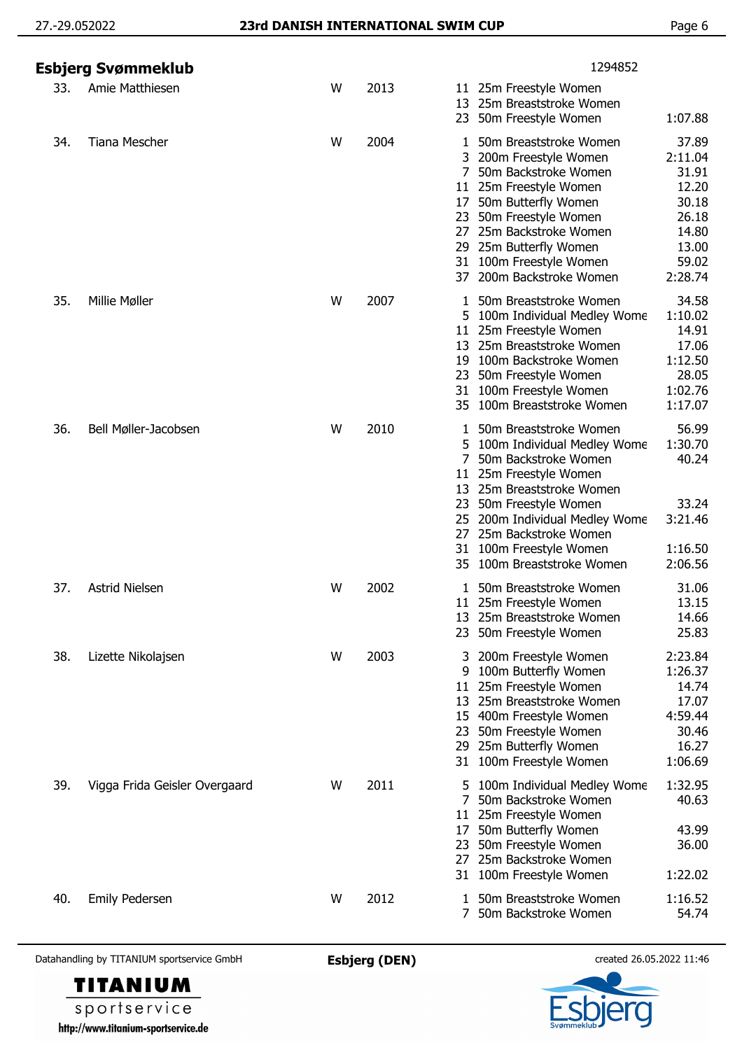## Esbjerg Svømmeklub

1294852

| No. | Name | Sex | Year | Event | Discipline | Time |
|---|---|---|---|---|---|---|
| 33. | Amie Matthiesen | W | 2013 | 11 | 25m Freestyle Women | |
| | | | | 13 | 25m Breaststroke Women | |
| | | | | 23 | 50m Freestyle Women | 1:07.88 |
| 34. | Tiana Mescher | W | 2004 | 1 | 50m Breaststroke Women | 37.89 |
| | | | | 3 | 200m Freestyle Women | 2:11.04 |
| | | | | 7 | 50m Backstroke Women | 31.91 |
| | | | | 11 | 25m Freestyle Women | 12.20 |
| | | | | 17 | 50m Butterfly Women | 30.18 |
| | | | | 23 | 50m Freestyle Women | 26.18 |
| | | | | 27 | 25m Backstroke Women | 14.80 |
| | | | | 29 | 25m Butterfly Women | 13.00 |
| | | | | 31 | 100m Freestyle Women | 59.02 |
| | | | | 37 | 200m Backstroke Women | 2:28.74 |
| 35. | Millie Møller | W | 2007 | 1 | 50m Breaststroke Women | 34.58 |
| | | | | 5 | 100m Individual Medley Wome | 1:10.02 |
| | | | | 11 | 25m Freestyle Women | 14.91 |
| | | | | 13 | 25m Breaststroke Women | 17.06 |
| | | | | 19 | 100m Backstroke Women | 1:12.50 |
| | | | | 23 | 50m Freestyle Women | 28.05 |
| | | | | 31 | 100m Freestyle Women | 1:02.76 |
| | | | | 35 | 100m Breaststroke Women | 1:17.07 |
| 36. | Bell Møller-Jacobsen | W | 2010 | 1 | 50m Breaststroke Women | 56.99 |
| | | | | 5 | 100m Individual Medley Wome | 1:30.70 |
| | | | | 7 | 50m Backstroke Women | 40.24 |
| | | | | 11 | 25m Freestyle Women | |
| | | | | 13 | 25m Breaststroke Women | |
| | | | | 23 | 50m Freestyle Women | 33.24 |
| | | | | 25 | 200m Individual Medley Wome | 3:21.46 |
| | | | | 27 | 25m Backstroke Women | |
| | | | | 31 | 100m Freestyle Women | 1:16.50 |
| | | | | 35 | 100m Breaststroke Women | 2:06.56 |
| 37. | Astrid Nielsen | W | 2002 | 1 | 50m Breaststroke Women | 31.06 |
| | | | | 11 | 25m Freestyle Women | 13.15 |
| | | | | 13 | 25m Breaststroke Women | 14.66 |
| | | | | 23 | 50m Freestyle Women | 25.83 |
| 38. | Lizette Nikolajsen | W | 2003 | 3 | 200m Freestyle Women | 2:23.84 |
| | | | | 9 | 100m Butterfly Women | 1:26.37 |
| | | | | 11 | 25m Freestyle Women | 14.74 |
| | | | | 13 | 25m Breaststroke Women | 17.07 |
| | | | | 15 | 400m Freestyle Women | 4:59.44 |
| | | | | 23 | 50m Freestyle Women | 30.46 |
| | | | | 29 | 25m Butterfly Women | 16.27 |
| | | | | 31 | 100m Freestyle Women | 1:06.69 |
| 39. | Vigga Frida Geisler Overgaard | W | 2011 | 5 | 100m Individual Medley Wome | 1:32.95 |
| | | | | 7 | 50m Backstroke Women | 40.63 |
| | | | | 11 | 25m Freestyle Women | |
| | | | | 17 | 50m Butterfly Women | 43.99 |
| | | | | 23 | 50m Freestyle Women | 36.00 |
| | | | | 27 | 25m Backstroke Women | |
| | | | | 31 | 100m Freestyle Women | 1:22.02 |
| 40. | Emily Pedersen | W | 2012 | 1 | 50m Breaststroke Women | 1:16.52 |
| | | | | 7 | 50m Backstroke Women | 54.74 |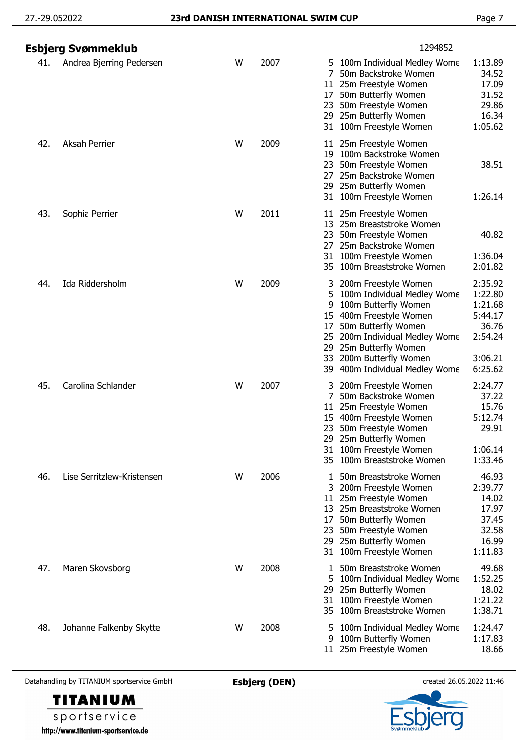## Esbjerg Svømmeklub

1294852

| No. | Name | Sex | Year | Event | Event name | Time |
|---|---|---|---|---|---|---|
| 41. | Andrea Bjerring Pedersen | W | 2007 | 5 | 100m Individual Medley Wome | 1:13.89 |
| | | | | 7 | 50m Backstroke Women | 34.52 |
| | | | | 11 | 25m Freestyle Women | 17.09 |
| | | | | 17 | 50m Butterfly Women | 31.52 |
| | | | | 23 | 50m Freestyle Women | 29.86 |
| | | | | 29 | 25m Butterfly Women | 16.34 |
| | | | | 31 | 100m Freestyle Women | 1:05.62 |
| 42. | Aksah Perrier | W | 2009 | 11 | 25m Freestyle Women | |
| | | | | 19 | 100m Backstroke Women | |
| | | | | 23 | 50m Freestyle Women | 38.51 |
| | | | | 27 | 25m Backstroke Women | |
| | | | | 29 | 25m Butterfly Women | |
| | | | | 31 | 100m Freestyle Women | 1:26.14 |
| 43. | Sophia Perrier | W | 2011 | 11 | 25m Freestyle Women | |
| | | | | 13 | 25m Breaststroke Women | |
| | | | | 23 | 50m Freestyle Women | 40.82 |
| | | | | 27 | 25m Backstroke Women | |
| | | | | 31 | 100m Freestyle Women | 1:36.04 |
| | | | | 35 | 100m Breaststroke Women | 2:01.82 |
| 44. | Ida Riddersholm | W | 2009 | 3 | 200m Freestyle Women | 2:35.92 |
| | | | | 5 | 100m Individual Medley Wome | 1:22.80 |
| | | | | 9 | 100m Butterfly Women | 1:21.68 |
| | | | | 15 | 400m Freestyle Women | 5:44.17 |
| | | | | 17 | 50m Butterfly Women | 36.76 |
| | | | | 25 | 200m Individual Medley Wome | 2:54.24 |
| | | | | 29 | 25m Butterfly Women | |
| | | | | 33 | 200m Butterfly Women | 3:06.21 |
| | | | | 39 | 400m Individual Medley Wome | 6:25.62 |
| 45. | Carolina Schlander | W | 2007 | 3 | 200m Freestyle Women | 2:24.77 |
| | | | | 7 | 50m Backstroke Women | 37.22 |
| | | | | 11 | 25m Freestyle Women | 15.76 |
| | | | | 15 | 400m Freestyle Women | 5:12.74 |
| | | | | 23 | 50m Freestyle Women | 29.91 |
| | | | | 29 | 25m Butterfly Women | |
| | | | | 31 | 100m Freestyle Women | 1:06.14 |
| | | | | 35 | 100m Breaststroke Women | 1:33.46 |
| 46. | Lise Serritzlew-Kristensen | W | 2006 | 1 | 50m Breaststroke Women | 46.93 |
| | | | | 3 | 200m Freestyle Women | 2:39.77 |
| | | | | 11 | 25m Freestyle Women | 14.02 |
| | | | | 13 | 25m Breaststroke Women | 17.97 |
| | | | | 17 | 50m Butterfly Women | 37.45 |
| | | | | 23 | 50m Freestyle Women | 32.58 |
| | | | | 29 | 25m Butterfly Women | 16.99 |
| | | | | 31 | 100m Freestyle Women | 1:11.83 |
| 47. | Maren Skovsborg | W | 2008 | 1 | 50m Breaststroke Women | 49.68 |
| | | | | 5 | 100m Individual Medley Wome | 1:52.25 |
| | | | | 29 | 25m Butterfly Women | 18.02 |
| | | | | 31 | 100m Freestyle Women | 1:21.22 |
| | | | | 35 | 100m Breaststroke Women | 1:38.71 |
| 48. | Johanne Falkenby Skytte | W | 2008 | 5 | 100m Individual Medley Wome | 1:24.47 |
| | | | | 9 | 100m Butterfly Women | 1:17.83 |
| | | | | 11 | 25m Freestyle Women | 18.66 |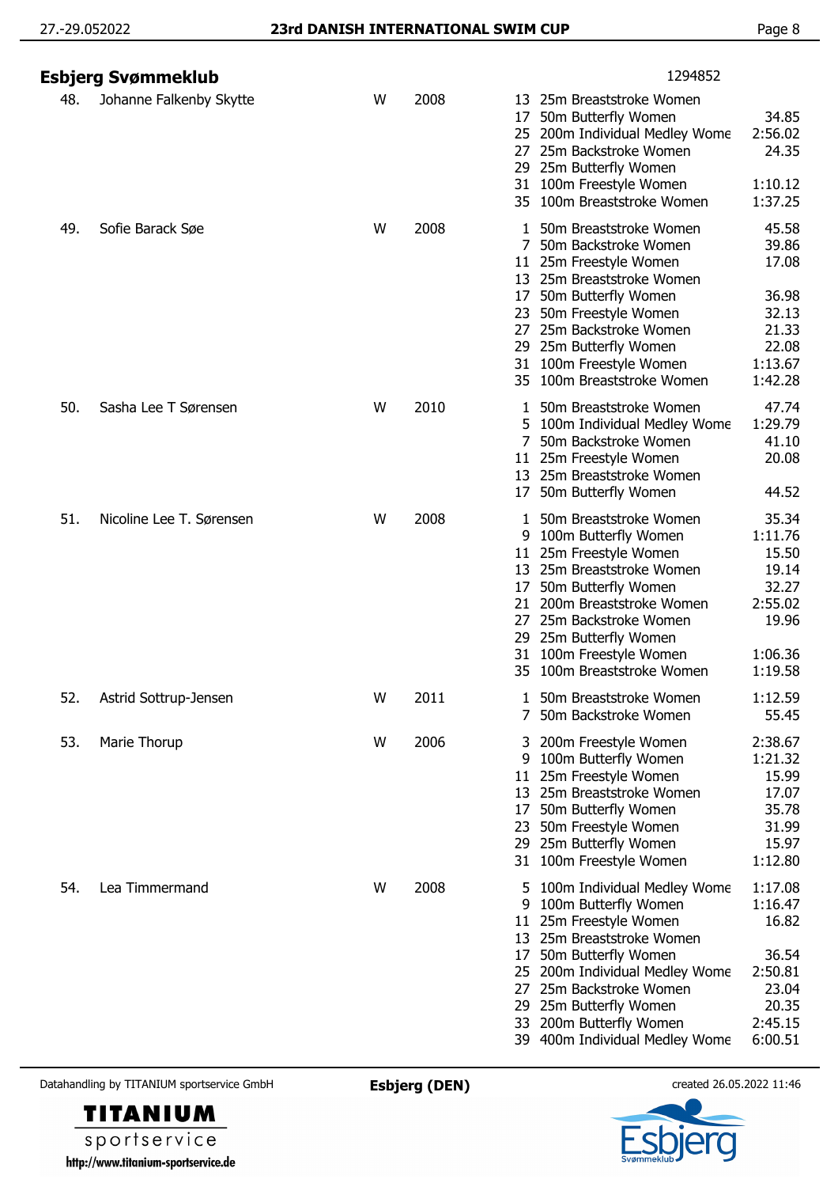## Esbjerg Svømmeklub

1294852

| No. | Name | Sex | Year | Event | Event name | Time |
|---|---|---|---|---|---|---|
| 48. | Johanne Falkenby Skytte | W | 2008 | 13 | 25m Breaststroke Women | |
| | | | | 17 | 50m Butterfly Women | 34.85 |
| | | | | 25 | 200m Individual Medley Wome | 2:56.02 |
| | | | | 27 | 25m Backstroke Women | 24.35 |
| | | | | 29 | 25m Butterfly Women | |
| | | | | 31 | 100m Freestyle Women | 1:10.12 |
| | | | | 35 | 100m Breaststroke Women | 1:37.25 |
| 49. | Sofie Barack Søe | W | 2008 | 1 | 50m Breaststroke Women | 45.58 |
| | | | | 7 | 50m Backstroke Women | 39.86 |
| | | | | 11 | 25m Freestyle Women | 17.08 |
| | | | | 13 | 25m Breaststroke Women | |
| | | | | 17 | 50m Butterfly Women | 36.98 |
| | | | | 23 | 50m Freestyle Women | 32.13 |
| | | | | 27 | 25m Backstroke Women | 21.33 |
| | | | | 29 | 25m Butterfly Women | 22.08 |
| | | | | 31 | 100m Freestyle Women | 1:13.67 |
| | | | | 35 | 100m Breaststroke Women | 1:42.28 |
| 50. | Sasha Lee T Sørensen | W | 2010 | 1 | 50m Breaststroke Women | 47.74 |
| | | | | 5 | 100m Individual Medley Wome | 1:29.79 |
| | | | | 7 | 50m Backstroke Women | 41.10 |
| | | | | 11 | 25m Freestyle Women | 20.08 |
| | | | | 13 | 25m Breaststroke Women | |
| | | | | 17 | 50m Butterfly Women | 44.52 |
| 51. | Nicoline Lee T. Sørensen | W | 2008 | 1 | 50m Breaststroke Women | 35.34 |
| | | | | 9 | 100m Butterfly Women | 1:11.76 |
| | | | | 11 | 25m Freestyle Women | 15.50 |
| | | | | 13 | 25m Breaststroke Women | 19.14 |
| | | | | 17 | 50m Butterfly Women | 32.27 |
| | | | | 21 | 200m Breaststroke Women | 2:55.02 |
| | | | | 27 | 25m Backstroke Women | 19.96 |
| | | | | 29 | 25m Butterfly Women | |
| | | | | 31 | 100m Freestyle Women | 1:06.36 |
| | | | | 35 | 100m Breaststroke Women | 1:19.58 |
| 52. | Astrid Sottrup-Jensen | W | 2011 | 1 | 50m Breaststroke Women | 1:12.59 |
| | | | | 7 | 50m Backstroke Women | 55.45 |
| 53. | Marie Thorup | W | 2006 | 3 | 200m Freestyle Women | 2:38.67 |
| | | | | 9 | 100m Butterfly Women | 1:21.32 |
| | | | | 11 | 25m Freestyle Women | 15.99 |
| | | | | 13 | 25m Breaststroke Women | 17.07 |
| | | | | 17 | 50m Butterfly Women | 35.78 |
| | | | | 23 | 50m Freestyle Women | 31.99 |
| | | | | 29 | 25m Butterfly Women | 15.97 |
| | | | | 31 | 100m Freestyle Women | 1:12.80 |
| 54. | Lea Timmermand | W | 2008 | 5 | 100m Individual Medley Wome | 1:17.08 |
| | | | | 9 | 100m Butterfly Women | 1:16.47 |
| | | | | 11 | 25m Freestyle Women | 16.82 |
| | | | | 13 | 25m Breaststroke Women | |
| | | | | 17 | 50m Butterfly Women | 36.54 |
| | | | | 25 | 200m Individual Medley Wome | 2:50.81 |
| | | | | 27 | 25m Backstroke Women | 23.04 |
| | | | | 29 | 25m Butterfly Women | 20.35 |
| | | | | 33 | 200m Butterfly Women | 2:45.15 |
| | | | | 39 | 400m Individual Medley Wome | 6:00.51 |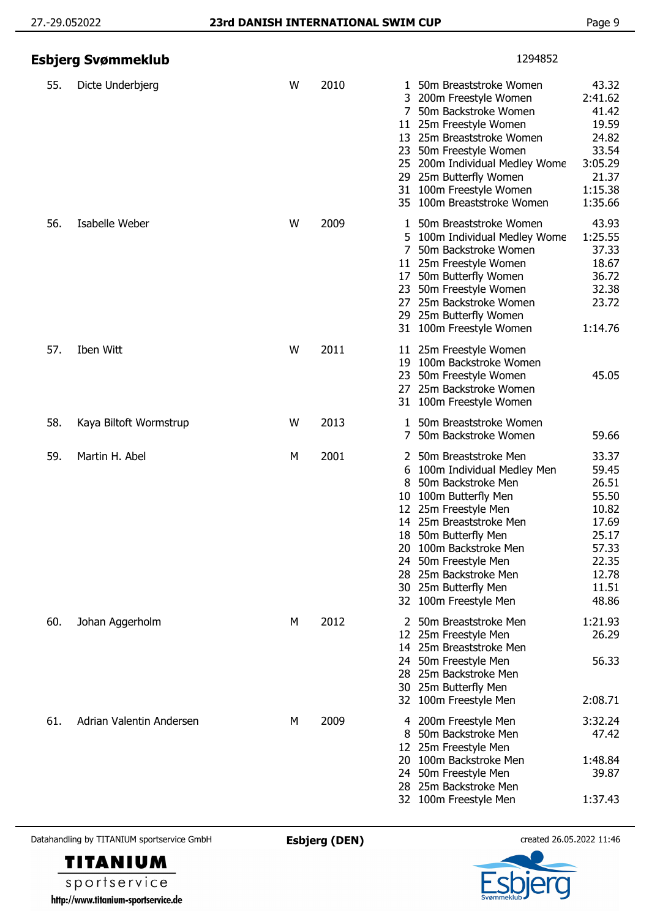## Esbjerg Svømmeklub

1294852

| No. | Name | Sex | Year | Event | Event Name | Time |
|---|---|---|---|---|---|---|
| 55. | Dicte Underbjerg | W | 2010 | 1 | 50m Breaststroke Women | 43.32 |
| | | | | 3 | 200m Freestyle Women | 2:41.62 |
| | | | | 7 | 50m Backstroke Women | 41.42 |
| | | | | 11 | 25m Freestyle Women | 19.59 |
| | | | | 13 | 25m Breaststroke Women | 24.82 |
| | | | | 23 | 50m Freestyle Women | 33.54 |
| | | | | 25 | 200m Individual Medley Wome | 3:05.29 |
| | | | | 29 | 25m Butterfly Women | 21.37 |
| | | | | 31 | 100m Freestyle Women | 1:15.38 |
| | | | | 35 | 100m Breaststroke Women | 1:35.66 |
| 56. | Isabelle Weber | W | 2009 | 1 | 50m Breaststroke Women | 43.93 |
| | | | | 5 | 100m Individual Medley Wome | 1:25.55 |
| | | | | 7 | 50m Backstroke Women | 37.33 |
| | | | | 11 | 25m Freestyle Women | 18.67 |
| | | | | 17 | 50m Butterfly Women | 36.72 |
| | | | | 23 | 50m Freestyle Women | 32.38 |
| | | | | 27 | 25m Backstroke Women | 23.72 |
| | | | | 29 | 25m Butterfly Women | |
| | | | | 31 | 100m Freestyle Women | 1:14.76 |
| 57. | Iben Witt | W | 2011 | 11 | 25m Freestyle Women | |
| | | | | 19 | 100m Backstroke Women | |
| | | | | 23 | 50m Freestyle Women | 45.05 |
| | | | | 27 | 25m Backstroke Women | |
| | | | | 31 | 100m Freestyle Women | |
| 58. | Kaya Biltoft Wormstrup | W | 2013 | 1 | 50m Breaststroke Women | |
| | | | | 7 | 50m Backstroke Women | 59.66 |
| 59. | Martin H. Abel | M | 2001 | 2 | 50m Breaststroke Men | 33.37 |
| | | | | 6 | 100m Individual Medley Men | 59.45 |
| | | | | 8 | 50m Backstroke Men | 26.51 |
| | | | | 10 | 100m Butterfly Men | 55.50 |
| | | | | 12 | 25m Freestyle Men | 10.82 |
| | | | | 14 | 25m Breaststroke Men | 17.69 |
| | | | | 18 | 50m Butterfly Men | 25.17 |
| | | | | 20 | 100m Backstroke Men | 57.33 |
| | | | | 24 | 50m Freestyle Men | 22.35 |
| | | | | 28 | 25m Backstroke Men | 12.78 |
| | | | | 30 | 25m Butterfly Men | 11.51 |
| | | | | 32 | 100m Freestyle Men | 48.86 |
| 60. | Johan Aggerholm | M | 2012 | 2 | 50m Breaststroke Men | 1:21.93 |
| | | | | 12 | 25m Freestyle Men | 26.29 |
| | | | | 14 | 25m Breaststroke Men | |
| | | | | 24 | 50m Freestyle Men | 56.33 |
| | | | | 28 | 25m Backstroke Men | |
| | | | | 30 | 25m Butterfly Men | |
| | | | | 32 | 100m Freestyle Men | 2:08.71 |
| 61. | Adrian Valentin Andersen | M | 2009 | 4 | 200m Freestyle Men | 3:32.24 |
| | | | | 8 | 50m Backstroke Men | 47.42 |
| | | | | 12 | 25m Freestyle Men | |
| | | | | 20 | 100m Backstroke Men | 1:48.84 |
| | | | | 24 | 50m Freestyle Men | 39.87 |
| | | | | 28 | 25m Backstroke Men | |
| | | | | 32 | 100m Freestyle Men | 1:37.43 |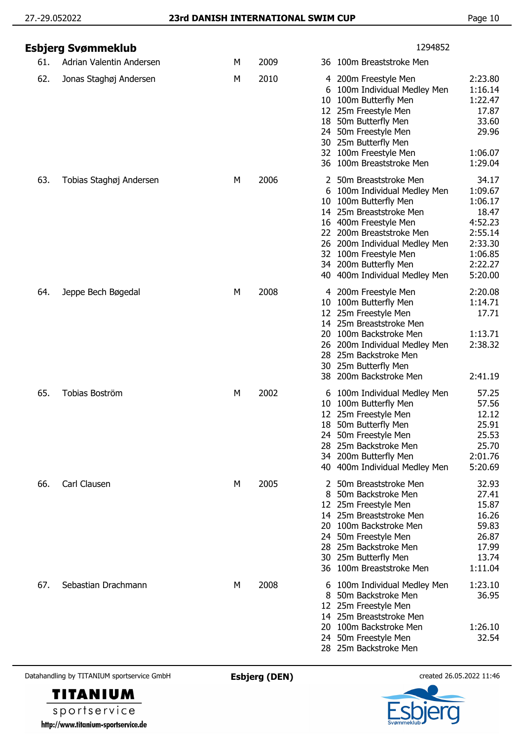## Esbjerg Svømmeklub

1294852

| No. | Name | Sex | Year | Event | Event name | Time |
|---|---|---|---|---|---|---|
| 61. | Adrian Valentin Andersen | M | 2009 | 36 | 100m Breaststroke Men | |
| 62. | Jonas Staghøj Andersen | M | 2010 | 4 | 200m Freestyle Men | 2:23.80 |
| | | | | 6 | 100m Individual Medley Men | 1:16.14 |
| | | | | 10 | 100m Butterfly Men | 1:22.47 |
| | | | | 12 | 25m Freestyle Men | 17.87 |
| | | | | 18 | 50m Butterfly Men | 33.60 |
| | | | | 24 | 50m Freestyle Men | 29.96 |
| | | | | 30 | 25m Butterfly Men | |
| | | | | 32 | 100m Freestyle Men | 1:06.07 |
| | | | | 36 | 100m Breaststroke Men | 1:29.04 |
| 63. | Tobias Staghøj Andersen | M | 2006 | 2 | 50m Breaststroke Men | 34.17 |
| | | | | 6 | 100m Individual Medley Men | 1:09.67 |
| | | | | 10 | 100m Butterfly Men | 1:06.17 |
| | | | | 14 | 25m Breaststroke Men | 18.47 |
| | | | | 16 | 400m Freestyle Men | 4:52.23 |
| | | | | 22 | 200m Breaststroke Men | 2:55.14 |
| | | | | 26 | 200m Individual Medley Men | 2:33.30 |
| | | | | 32 | 100m Freestyle Men | 1:06.85 |
| | | | | 34 | 200m Butterfly Men | 2:22.27 |
| | | | | 40 | 400m Individual Medley Men | 5:20.00 |
| 64. | Jeppe Bech Bøgedal | M | 2008 | 4 | 200m Freestyle Men | 2:20.08 |
| | | | | 10 | 100m Butterfly Men | 1:14.71 |
| | | | | 12 | 25m Freestyle Men | 17.71 |
| | | | | 14 | 25m Breaststroke Men | |
| | | | | 20 | 100m Backstroke Men | 1:13.71 |
| | | | | 26 | 200m Individual Medley Men | 2:38.32 |
| | | | | 28 | 25m Backstroke Men | |
| | | | | 30 | 25m Butterfly Men | |
| | | | | 38 | 200m Backstroke Men | 2:41.19 |
| 65. | Tobias Boström | M | 2002 | 6 | 100m Individual Medley Men | 57.25 |
| | | | | 10 | 100m Butterfly Men | 57.56 |
| | | | | 12 | 25m Freestyle Men | 12.12 |
| | | | | 18 | 50m Butterfly Men | 25.91 |
| | | | | 24 | 50m Freestyle Men | 25.53 |
| | | | | 28 | 25m Backstroke Men | 25.70 |
| | | | | 34 | 200m Butterfly Men | 2:01.76 |
| | | | | 40 | 400m Individual Medley Men | 5:20.69 |
| 66. | Carl Clausen | M | 2005 | 2 | 50m Breaststroke Men | 32.93 |
| | | | | 8 | 50m Backstroke Men | 27.41 |
| | | | | 12 | 25m Freestyle Men | 15.87 |
| | | | | 14 | 25m Breaststroke Men | 16.26 |
| | | | | 20 | 100m Backstroke Men | 59.83 |
| | | | | 24 | 50m Freestyle Men | 26.87 |
| | | | | 28 | 25m Backstroke Men | 17.99 |
| | | | | 30 | 25m Butterfly Men | 13.74 |
| | | | | 36 | 100m Breaststroke Men | 1:11.04 |
| 67. | Sebastian Drachmann | M | 2008 | 6 | 100m Individual Medley Men | 1:23.10 |
| | | | | 8 | 50m Backstroke Men | 36.95 |
| | | | | 12 | 25m Freestyle Men | |
| | | | | 14 | 25m Breaststroke Men | |
| | | | | 20 | 100m Backstroke Men | 1:26.10 |
| | | | | 24 | 50m Freestyle Men | 32.54 |
| | | | | 28 | 25m Backstroke Men | |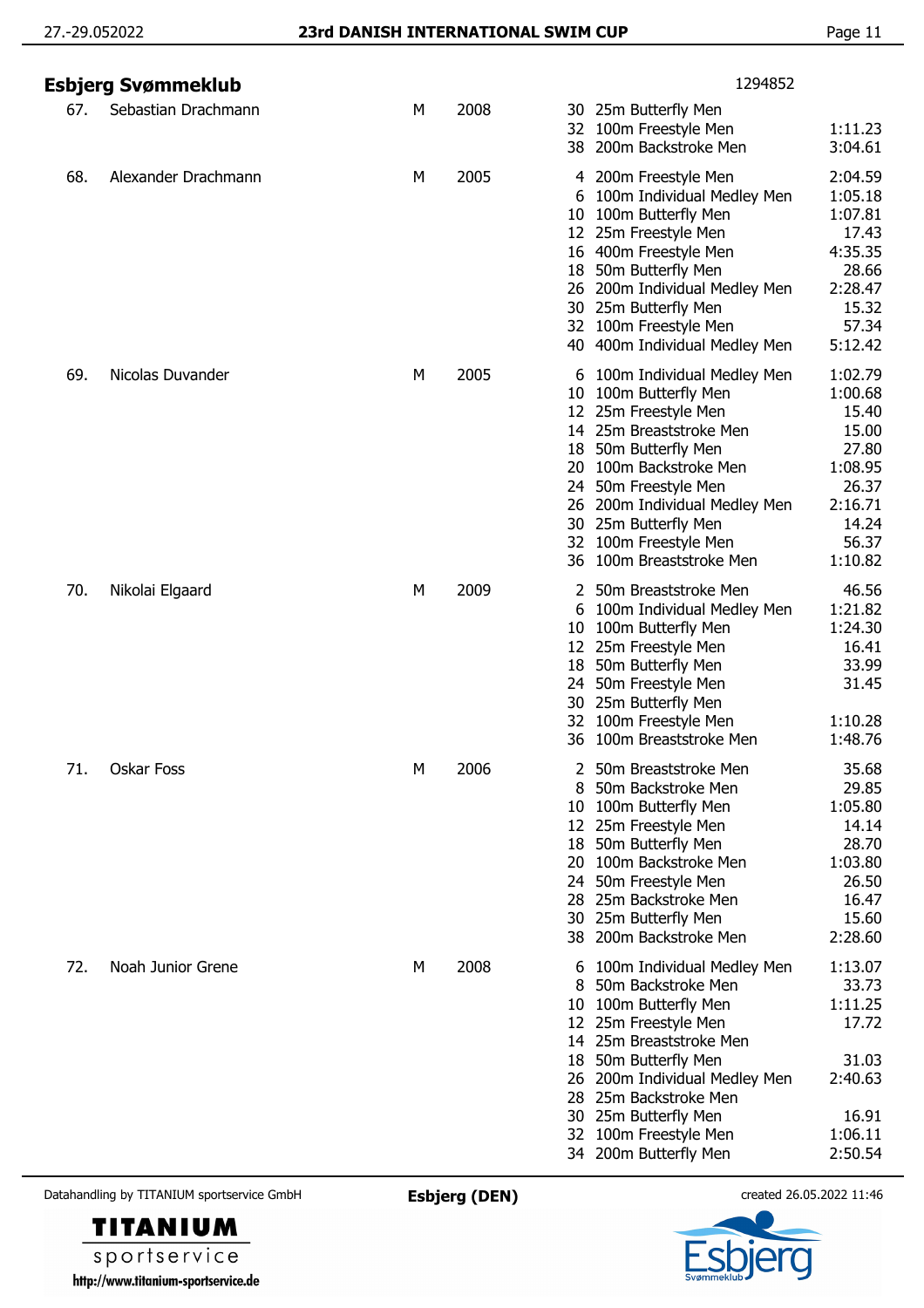## Esbjerg Svømmeklub

1294852

| No. | Name | Sex | Year | Event | | Time |
|---|---|---|---|---|---|---|
| 67. | Sebastian Drachmann | M | 2008 | 30 | 25m Butterfly Men | |
| | | | | 32 | 100m Freestyle Men | 1:11.23 |
| | | | | 38 | 200m Backstroke Men | 3:04.61 |
| 68. | Alexander Drachmann | M | 2005 | 4 | 200m Freestyle Men | 2:04.59 |
| | | | | 6 | 100m Individual Medley Men | 1:05.18 |
| | | | | 10 | 100m Butterfly Men | 1:07.81 |
| | | | | 12 | 25m Freestyle Men | 17.43 |
| | | | | 16 | 400m Freestyle Men | 4:35.35 |
| | | | | 18 | 50m Butterfly Men | 28.66 |
| | | | | 26 | 200m Individual Medley Men | 2:28.47 |
| | | | | 30 | 25m Butterfly Men | 15.32 |
| | | | | 32 | 100m Freestyle Men | 57.34 |
| | | | | 40 | 400m Individual Medley Men | 5:12.42 |
| 69. | Nicolas Duvander | M | 2005 | 6 | 100m Individual Medley Men | 1:02.79 |
| | | | | 10 | 100m Butterfly Men | 1:00.68 |
| | | | | 12 | 25m Freestyle Men | 15.40 |
| | | | | 14 | 25m Breaststroke Men | 15.00 |
| | | | | 18 | 50m Butterfly Men | 27.80 |
| | | | | 20 | 100m Backstroke Men | 1:08.95 |
| | | | | 24 | 50m Freestyle Men | 26.37 |
| | | | | 26 | 200m Individual Medley Men | 2:16.71 |
| | | | | 30 | 25m Butterfly Men | 14.24 |
| | | | | 32 | 100m Freestyle Men | 56.37 |
| | | | | 36 | 100m Breaststroke Men | 1:10.82 |
| 70. | Nikolai Elgaard | M | 2009 | 2 | 50m Breaststroke Men | 46.56 |
| | | | | 6 | 100m Individual Medley Men | 1:21.82 |
| | | | | 10 | 100m Butterfly Men | 1:24.30 |
| | | | | 12 | 25m Freestyle Men | 16.41 |
| | | | | 18 | 50m Butterfly Men | 33.99 |
| | | | | 24 | 50m Freestyle Men | 31.45 |
| | | | | 30 | 25m Butterfly Men | |
| | | | | 32 | 100m Freestyle Men | 1:10.28 |
| | | | | 36 | 100m Breaststroke Men | 1:48.76 |
| 71. | Oskar Foss | M | 2006 | 2 | 50m Breaststroke Men | 35.68 |
| | | | | 8 | 50m Backstroke Men | 29.85 |
| | | | | 10 | 100m Butterfly Men | 1:05.80 |
| | | | | 12 | 25m Freestyle Men | 14.14 |
| | | | | 18 | 50m Butterfly Men | 28.70 |
| | | | | 20 | 100m Backstroke Men | 1:03.80 |
| | | | | 24 | 50m Freestyle Men | 26.50 |
| | | | | 28 | 25m Backstroke Men | 16.47 |
| | | | | 30 | 25m Butterfly Men | 15.60 |
| | | | | 38 | 200m Backstroke Men | 2:28.60 |
| 72. | Noah Junior Grene | M | 2008 | 6 | 100m Individual Medley Men | 1:13.07 |
| | | | | 8 | 50m Backstroke Men | 33.73 |
| | | | | 10 | 100m Butterfly Men | 1:11.25 |
| | | | | 12 | 25m Freestyle Men | 17.72 |
| | | | | 14 | 25m Breaststroke Men | |
| | | | | 18 | 50m Butterfly Men | 31.03 |
| | | | | 26 | 200m Individual Medley Men | 2:40.63 |
| | | | | 28 | 25m Backstroke Men | |
| | | | | 30 | 25m Butterfly Men | 16.91 |
| | | | | 32 | 100m Freestyle Men | 1:06.11 |
| | | | | 34 | 200m Butterfly Men | 2:50.54 |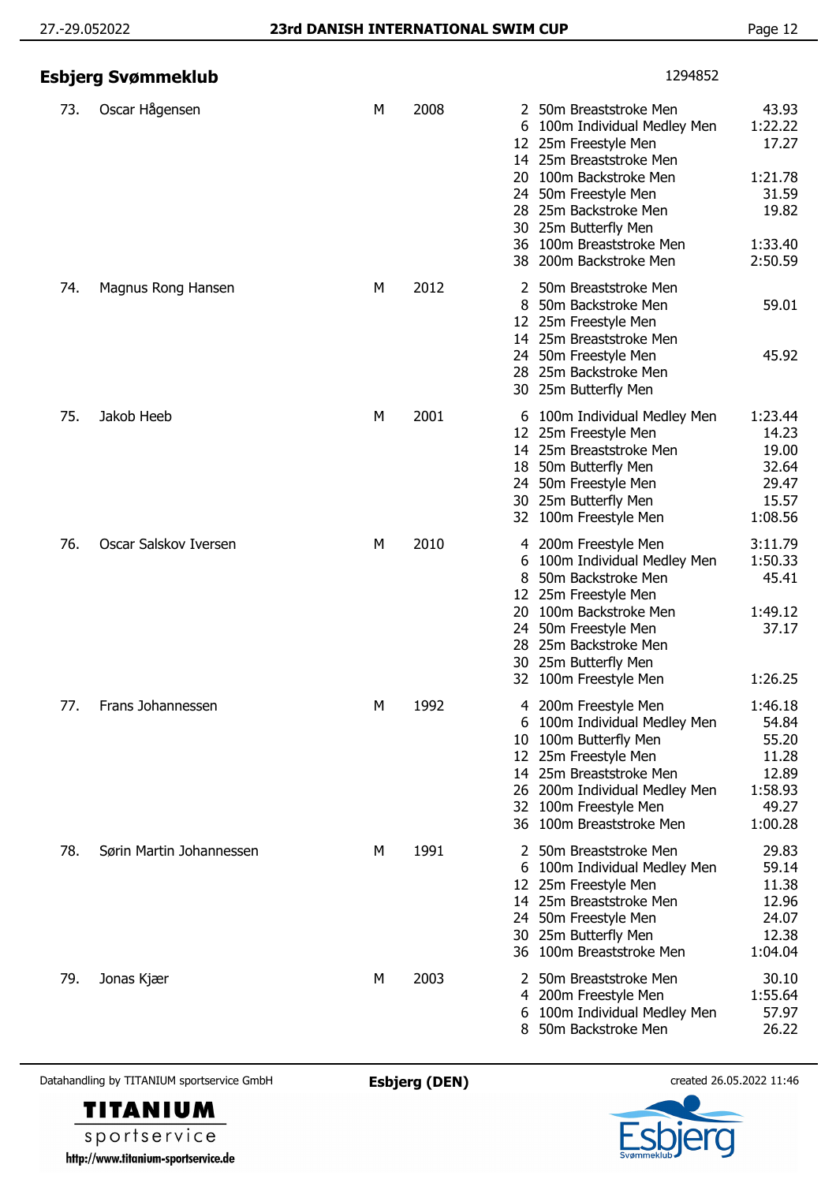## Esbjerg Svømmeklub

1294852

| No. | Name | Sex | Year | Event | Discipline | Time |
|---|---|---|---|---|---|---|
| 73. | Oscar Hågensen | M | 2008 | 2 | 50m Breaststroke Men | 43.93 |
| | | | | 6 | 100m Individual Medley Men | 1:22.22 |
| | | | | 12 | 25m Freestyle Men | 17.27 |
| | | | | 14 | 25m Breaststroke Men | |
| | | | | 20 | 100m Backstroke Men | 1:21.78 |
| | | | | 24 | 50m Freestyle Men | 31.59 |
| | | | | 28 | 25m Backstroke Men | 19.82 |
| | | | | 30 | 25m Butterfly Men | |
| | | | | 36 | 100m Breaststroke Men | 1:33.40 |
| | | | | 38 | 200m Backstroke Men | 2:50.59 |
| 74. | Magnus Rong Hansen | M | 2012 | 2 | 50m Breaststroke Men | |
| | | | | 8 | 50m Backstroke Men | 59.01 |
| | | | | 12 | 25m Freestyle Men | |
| | | | | 14 | 25m Breaststroke Men | |
| | | | | 24 | 50m Freestyle Men | 45.92 |
| | | | | 28 | 25m Backstroke Men | |
| | | | | 30 | 25m Butterfly Men | |
| 75. | Jakob Heeb | M | 2001 | 6 | 100m Individual Medley Men | 1:23.44 |
| | | | | 12 | 25m Freestyle Men | 14.23 |
| | | | | 14 | 25m Breaststroke Men | 19.00 |
| | | | | 18 | 50m Butterfly Men | 32.64 |
| | | | | 24 | 50m Freestyle Men | 29.47 |
| | | | | 30 | 25m Butterfly Men | 15.57 |
| | | | | 32 | 100m Freestyle Men | 1:08.56 |
| 76. | Oscar Salskov Iversen | M | 2010 | 4 | 200m Freestyle Men | 3:11.79 |
| | | | | 6 | 100m Individual Medley Men | 1:50.33 |
| | | | | 8 | 50m Backstroke Men | 45.41 |
| | | | | 12 | 25m Freestyle Men | |
| | | | | 20 | 100m Backstroke Men | 1:49.12 |
| | | | | 24 | 50m Freestyle Men | 37.17 |
| | | | | 28 | 25m Backstroke Men | |
| | | | | 30 | 25m Butterfly Men | |
| | | | | 32 | 100m Freestyle Men | 1:26.25 |
| 77. | Frans Johannessen | M | 1992 | 4 | 200m Freestyle Men | 1:46.18 |
| | | | | 6 | 100m Individual Medley Men | 54.84 |
| | | | | 10 | 100m Butterfly Men | 55.20 |
| | | | | 12 | 25m Freestyle Men | 11.28 |
| | | | | 14 | 25m Breaststroke Men | 12.89 |
| | | | | 26 | 200m Individual Medley Men | 1:58.93 |
| | | | | 32 | 100m Freestyle Men | 49.27 |
| | | | | 36 | 100m Breaststroke Men | 1:00.28 |
| 78. | Sørin Martin Johannessen | M | 1991 | 2 | 50m Breaststroke Men | 29.83 |
| | | | | 6 | 100m Individual Medley Men | 59.14 |
| | | | | 12 | 25m Freestyle Men | 11.38 |
| | | | | 14 | 25m Breaststroke Men | 12.96 |
| | | | | 24 | 50m Freestyle Men | 24.07 |
| | | | | 30 | 25m Butterfly Men | 12.38 |
| | | | | 36 | 100m Breaststroke Men | 1:04.04 |
| 79. | Jonas Kjær | M | 2003 | 2 | 50m Breaststroke Men | 30.10 |
| | | | | 4 | 200m Freestyle Men | 1:55.64 |
| | | | | 6 | 100m Individual Medley Men | 57.97 |
| | | | | 8 | 50m Backstroke Men | 26.22 |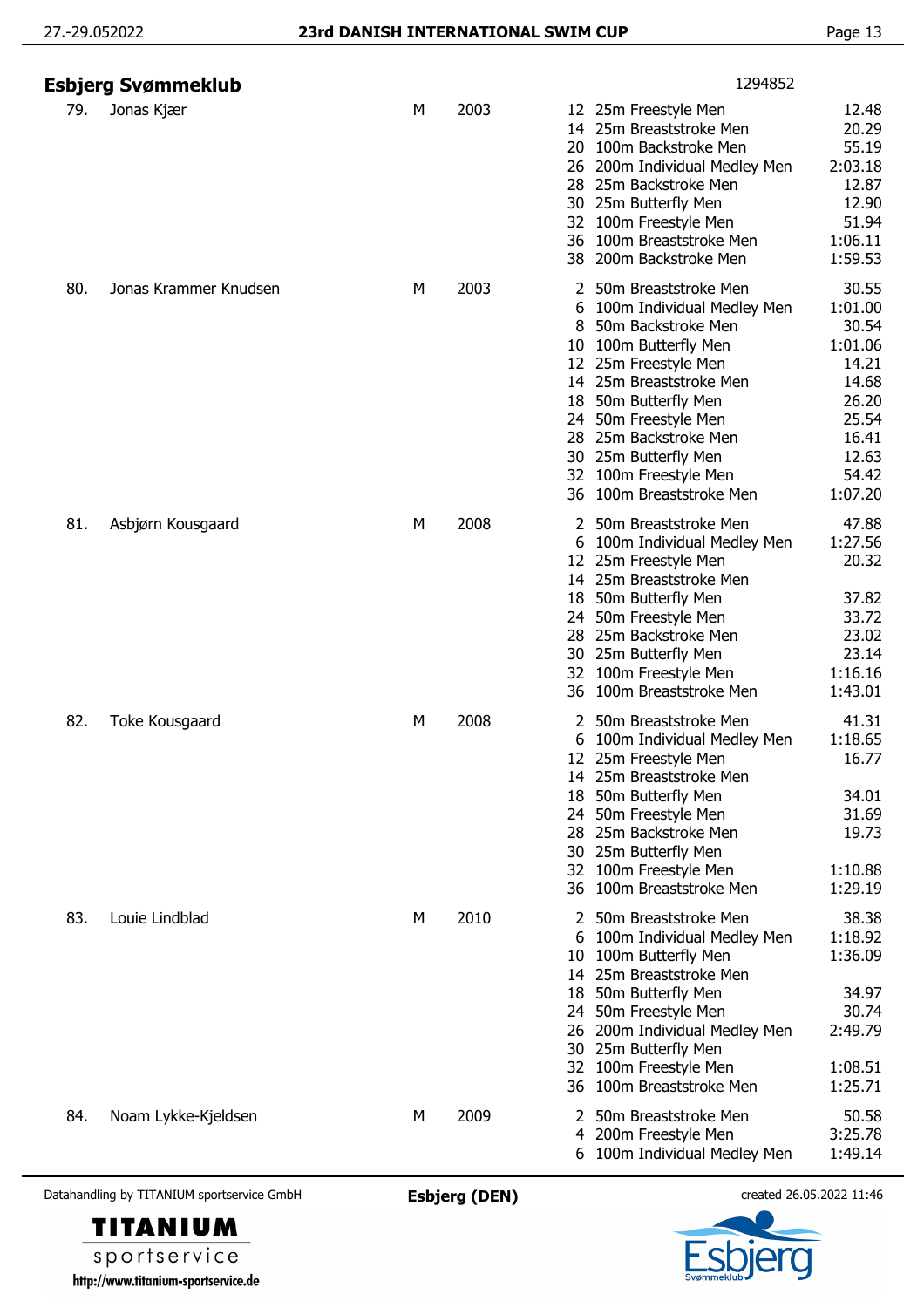## Esbjerg Svømmeklub

1294852

| No. | Name | Sex | Year | Event No. | Event | Time |
|---|---|---|---|---|---|---|
| 79. | Jonas Kjær | M | 2003 | 12 | 25m Freestyle Men | 12.48 |
| | | | | 14 | 25m Breaststroke Men | 20.29 |
| | | | | 20 | 100m Backstroke Men | 55.19 |
| | | | | 26 | 200m Individual Medley Men | 2:03.18 |
| | | | | 28 | 25m Backstroke Men | 12.87 |
| | | | | 30 | 25m Butterfly Men | 12.90 |
| | | | | 32 | 100m Freestyle Men | 51.94 |
| | | | | 36 | 100m Breaststroke Men | 1:06.11 |
| | | | | 38 | 200m Backstroke Men | 1:59.53 |
| 80. | Jonas Krammer Knudsen | M | 2003 | 2 | 50m Breaststroke Men | 30.55 |
| | | | | 6 | 100m Individual Medley Men | 1:01.00 |
| | | | | 8 | 50m Backstroke Men | 30.54 |
| | | | | 10 | 100m Butterfly Men | 1:01.06 |
| | | | | 12 | 25m Freestyle Men | 14.21 |
| | | | | 14 | 25m Breaststroke Men | 14.68 |
| | | | | 18 | 50m Butterfly Men | 26.20 |
| | | | | 24 | 50m Freestyle Men | 25.54 |
| | | | | 28 | 25m Backstroke Men | 16.41 |
| | | | | 30 | 25m Butterfly Men | 12.63 |
| | | | | 32 | 100m Freestyle Men | 54.42 |
| | | | | 36 | 100m Breaststroke Men | 1:07.20 |
| 81. | Asbjørn Kousgaard | M | 2008 | 2 | 50m Breaststroke Men | 47.88 |
| | | | | 6 | 100m Individual Medley Men | 1:27.56 |
| | | | | 12 | 25m Freestyle Men | 20.32 |
| | | | | 14 | 25m Breaststroke Men | |
| | | | | 18 | 50m Butterfly Men | 37.82 |
| | | | | 24 | 50m Freestyle Men | 33.72 |
| | | | | 28 | 25m Backstroke Men | 23.02 |
| | | | | 30 | 25m Butterfly Men | 23.14 |
| | | | | 32 | 100m Freestyle Men | 1:16.16 |
| | | | | 36 | 100m Breaststroke Men | 1:43.01 |
| 82. | Toke Kousgaard | M | 2008 | 2 | 50m Breaststroke Men | 41.31 |
| | | | | 6 | 100m Individual Medley Men | 1:18.65 |
| | | | | 12 | 25m Freestyle Men | 16.77 |
| | | | | 14 | 25m Breaststroke Men | |
| | | | | 18 | 50m Butterfly Men | 34.01 |
| | | | | 24 | 50m Freestyle Men | 31.69 |
| | | | | 28 | 25m Backstroke Men | 19.73 |
| | | | | 30 | 25m Butterfly Men | |
| | | | | 32 | 100m Freestyle Men | 1:10.88 |
| | | | | 36 | 100m Breaststroke Men | 1:29.19 |
| 83. | Louie Lindblad | M | 2010 | 2 | 50m Breaststroke Men | 38.38 |
| | | | | 6 | 100m Individual Medley Men | 1:18.92 |
| | | | | 10 | 100m Butterfly Men | 1:36.09 |
| | | | | 14 | 25m Breaststroke Men | |
| | | | | 18 | 50m Butterfly Men | 34.97 |
| | | | | 24 | 50m Freestyle Men | 30.74 |
| | | | | 26 | 200m Individual Medley Men | 2:49.79 |
| | | | | 30 | 25m Butterfly Men | |
| | | | | 32 | 100m Freestyle Men | 1:08.51 |
| | | | | 36 | 100m Breaststroke Men | 1:25.71 |
| 84. | Noam Lykke-Kjeldsen | M | 2009 | 2 | 50m Breaststroke Men | 50.58 |
| | | | | 4 | 200m Freestyle Men | 3:25.78 |
| | | | | 6 | 100m Individual Medley Men | 1:49.14 |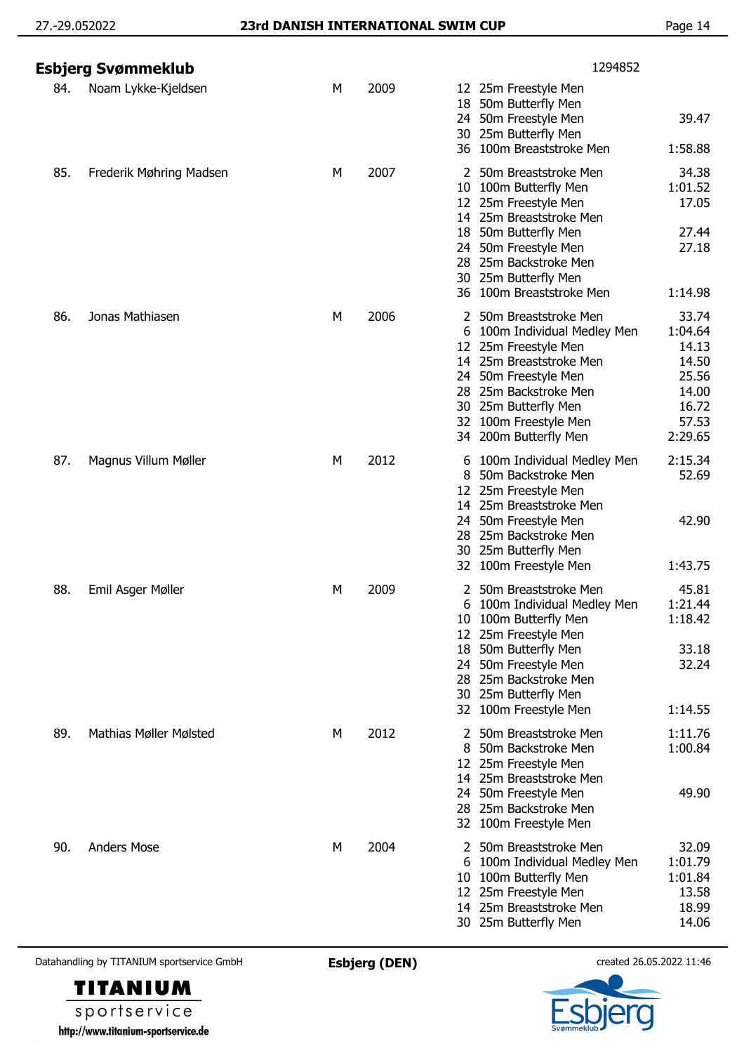## Esbjerg Svømmeklub

1294852

| No. | Name | Sex | Year | Event | Time |
|---|---|---|---|---|---|
| 84. | Noam Lykke-Kjeldsen | M | 2009 | 12 25m Freestyle Men | |
| | | | | 18 50m Butterfly Men | |
| | | | | 24 50m Freestyle Men | 39.47 |
| | | | | 30 25m Butterfly Men | |
| | | | | 36 100m Breaststroke Men | 1:58.88 |
| 85. | Frederik Møhring Madsen | M | 2007 | 2 50m Breaststroke Men | 34.38 |
| | | | | 10 100m Butterfly Men | 1:01.52 |
| | | | | 12 25m Freestyle Men | 17.05 |
| | | | | 14 25m Breaststroke Men | |
| | | | | 18 50m Butterfly Men | 27.44 |
| | | | | 24 50m Freestyle Men | 27.18 |
| | | | | 28 25m Backstroke Men | |
| | | | | 30 25m Butterfly Men | |
| | | | | 36 100m Breaststroke Men | 1:14.98 |
| 86. | Jonas Mathiasen | M | 2006 | 2 50m Breaststroke Men | 33.74 |
| | | | | 6 100m Individual Medley Men | 1:04.64 |
| | | | | 12 25m Freestyle Men | 14.13 |
| | | | | 14 25m Breaststroke Men | 14.50 |
| | | | | 24 50m Freestyle Men | 25.56 |
| | | | | 28 25m Backstroke Men | 14.00 |
| | | | | 30 25m Butterfly Men | 16.72 |
| | | | | 32 100m Freestyle Men | 57.53 |
| | | | | 34 200m Butterfly Men | 2:29.65 |
| 87. | Magnus Villum Møller | M | 2012 | 6 100m Individual Medley Men | 2:15.34 |
| | | | | 8 50m Backstroke Men | 52.69 |
| | | | | 12 25m Freestyle Men | |
| | | | | 14 25m Breaststroke Men | |
| | | | | 24 50m Freestyle Men | 42.90 |
| | | | | 28 25m Backstroke Men | |
| | | | | 30 25m Butterfly Men | |
| | | | | 32 100m Freestyle Men | 1:43.75 |
| 88. | Emil Asger Møller | M | 2009 | 2 50m Breaststroke Men | 45.81 |
| | | | | 6 100m Individual Medley Men | 1:21.44 |
| | | | | 10 100m Butterfly Men | 1:18.42 |
| | | | | 12 25m Freestyle Men | |
| | | | | 18 50m Butterfly Men | 33.18 |
| | | | | 24 50m Freestyle Men | 32.24 |
| | | | | 28 25m Backstroke Men | |
| | | | | 30 25m Butterfly Men | |
| | | | | 32 100m Freestyle Men | 1:14.55 |
| 89. | Mathias Møller Mølsted | M | 2012 | 2 50m Breaststroke Men | 1:11.76 |
| | | | | 8 50m Backstroke Men | 1:00.84 |
| | | | | 12 25m Freestyle Men | |
| | | | | 14 25m Breaststroke Men | |
| | | | | 24 50m Freestyle Men | 49.90 |
| | | | | 28 25m Backstroke Men | |
| | | | | 32 100m Freestyle Men | |
| 90. | Anders Mose | M | 2004 | 2 50m Breaststroke Men | 32.09 |
| | | | | 6 100m Individual Medley Men | 1:01.79 |
| | | | | 10 100m Butterfly Men | 1:01.84 |
| | | | | 12 25m Freestyle Men | 13.58 |
| | | | | 14 25m Breaststroke Men | 18.99 |
| | | | | 30 25m Butterfly Men | 14.06 |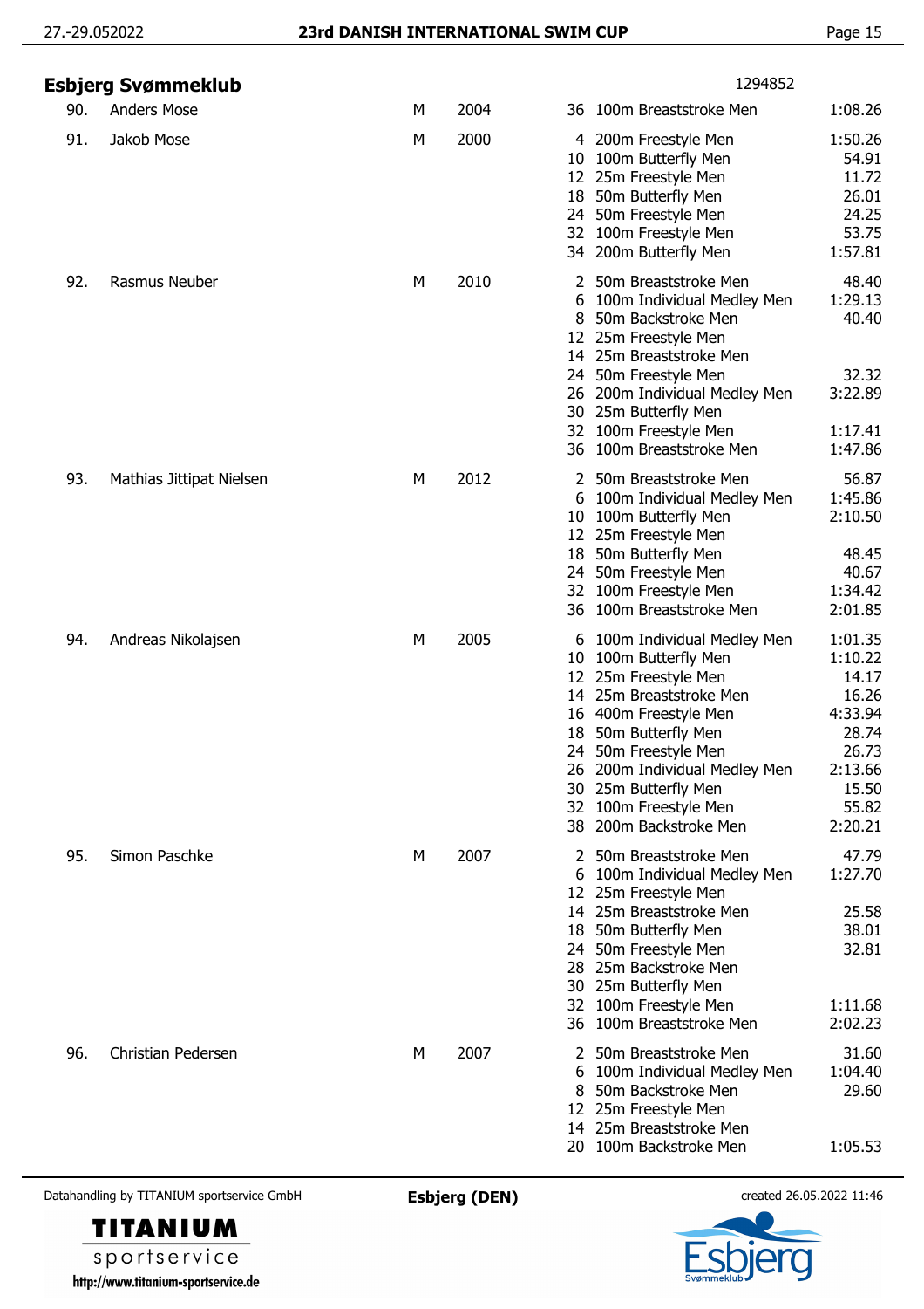## Esbjerg Svømmeklub

1294852

| No. | Name | Sex | Year | Event No. | Event | Time |
|---|---|---|---|---|---|---|
| 90. | Anders Mose | M | 2004 | 36 | 100m Breaststroke Men | 1:08.26 |
| 91. | Jakob Mose | M | 2000 | 4 | 200m Freestyle Men | 1:50.26 |
| | | | | 10 | 100m Butterfly Men | 54.91 |
| | | | | 12 | 25m Freestyle Men | 11.72 |
| | | | | 18 | 50m Butterfly Men | 26.01 |
| | | | | 24 | 50m Freestyle Men | 24.25 |
| | | | | 32 | 100m Freestyle Men | 53.75 |
| | | | | 34 | 200m Butterfly Men | 1:57.81 |
| 92. | Rasmus Neuber | M | 2010 | 2 | 50m Breaststroke Men | 48.40 |
| | | | | 6 | 100m Individual Medley Men | 1:29.13 |
| | | | | 8 | 50m Backstroke Men | 40.40 |
| | | | | 12 | 25m Freestyle Men | |
| | | | | 14 | 25m Breaststroke Men | |
| | | | | 24 | 50m Freestyle Men | 32.32 |
| | | | | 26 | 200m Individual Medley Men | 3:22.89 |
| | | | | 30 | 25m Butterfly Men | |
| | | | | 32 | 100m Freestyle Men | 1:17.41 |
| | | | | 36 | 100m Breaststroke Men | 1:47.86 |
| 93. | Mathias Jittipat Nielsen | M | 2012 | 2 | 50m Breaststroke Men | 56.87 |
| | | | | 6 | 100m Individual Medley Men | 1:45.86 |
| | | | | 10 | 100m Butterfly Men | 2:10.50 |
| | | | | 12 | 25m Freestyle Men | |
| | | | | 18 | 50m Butterfly Men | 48.45 |
| | | | | 24 | 50m Freestyle Men | 40.67 |
| | | | | 32 | 100m Freestyle Men | 1:34.42 |
| | | | | 36 | 100m Breaststroke Men | 2:01.85 |
| 94. | Andreas Nikolajsen | M | 2005 | 6 | 100m Individual Medley Men | 1:01.35 |
| | | | | 10 | 100m Butterfly Men | 1:10.22 |
| | | | | 12 | 25m Freestyle Men | 14.17 |
| | | | | 14 | 25m Breaststroke Men | 16.26 |
| | | | | 16 | 400m Freestyle Men | 4:33.94 |
| | | | | 18 | 50m Butterfly Men | 28.74 |
| | | | | 24 | 50m Freestyle Men | 26.73 |
| | | | | 26 | 200m Individual Medley Men | 2:13.66 |
| | | | | 30 | 25m Butterfly Men | 15.50 |
| | | | | 32 | 100m Freestyle Men | 55.82 |
| | | | | 38 | 200m Backstroke Men | 2:20.21 |
| 95. | Simon Paschke | M | 2007 | 2 | 50m Breaststroke Men | 47.79 |
| | | | | 6 | 100m Individual Medley Men | 1:27.70 |
| | | | | 12 | 25m Freestyle Men | |
| | | | | 14 | 25m Breaststroke Men | 25.58 |
| | | | | 18 | 50m Butterfly Men | 38.01 |
| | | | | 24 | 50m Freestyle Men | 32.81 |
| | | | | 28 | 25m Backstroke Men | |
| | | | | 30 | 25m Butterfly Men | |
| | | | | 32 | 100m Freestyle Men | 1:11.68 |
| | | | | 36 | 100m Breaststroke Men | 2:02.23 |
| 96. | Christian Pedersen | M | 2007 | 2 | 50m Breaststroke Men | 31.60 |
| | | | | 6 | 100m Individual Medley Men | 1:04.40 |
| | | | | 8 | 50m Backstroke Men | 29.60 |
| | | | | 12 | 25m Freestyle Men | |
| | | | | 14 | 25m Breaststroke Men | |
| | | | | 20 | 100m Backstroke Men | 1:05.53 |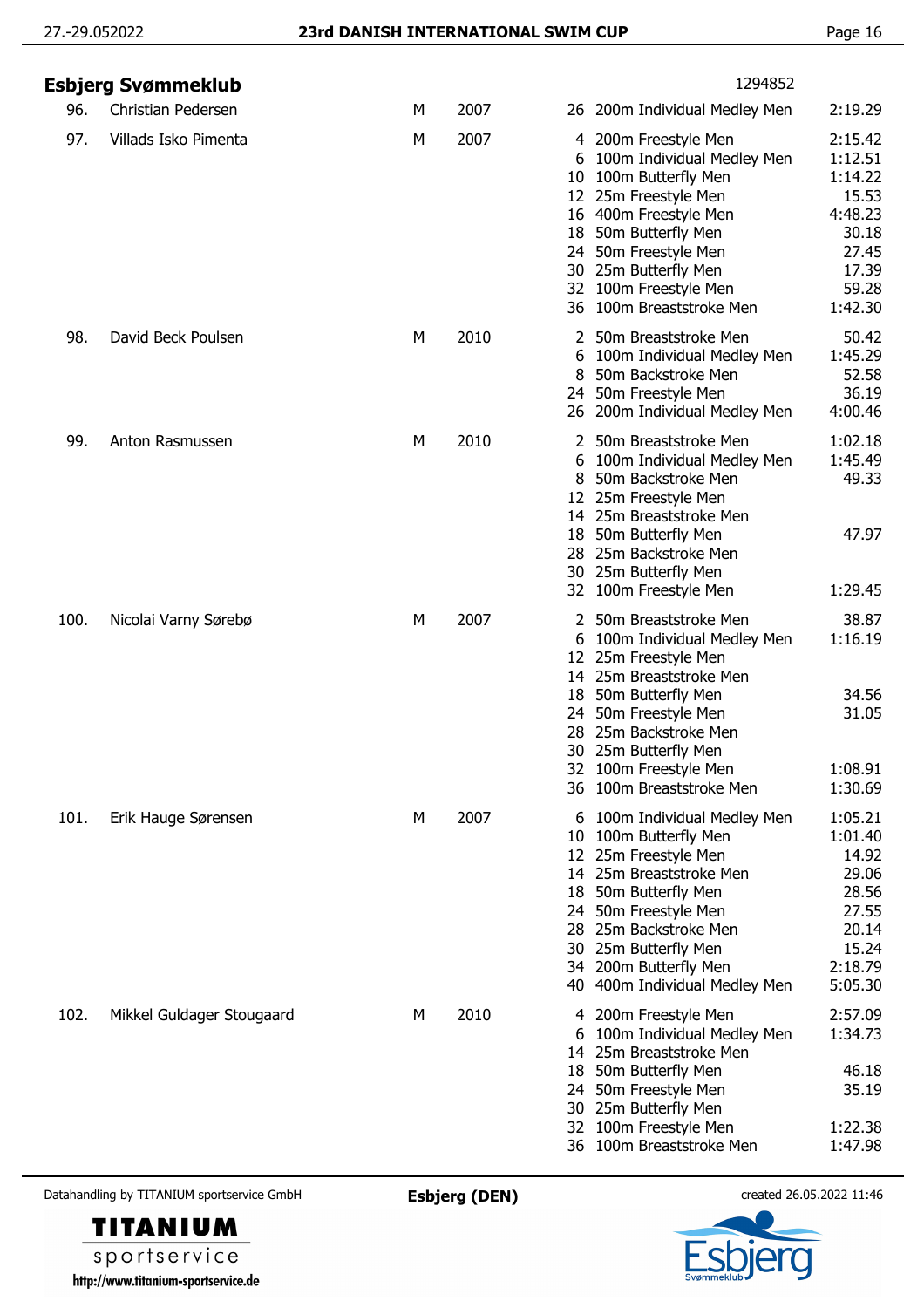## Esbjerg Svømmeklub

1294852

| No. | Name | Sex | Year | Event | Discipline | Time |
|---|---|---|---|---|---|---|
| 96. | Christian Pedersen | M | 2007 | 26 | 200m Individual Medley Men | 2:19.29 |
| 97. | Villads Isko Pimenta | M | 2007 | 4 | 200m Freestyle Men | 2:15.42 |
| | | | | 6 | 100m Individual Medley Men | 1:12.51 |
| | | | | 10 | 100m Butterfly Men | 1:14.22 |
| | | | | 12 | 25m Freestyle Men | 15.53 |
| | | | | 16 | 400m Freestyle Men | 4:48.23 |
| | | | | 18 | 50m Butterfly Men | 30.18 |
| | | | | 24 | 50m Freestyle Men | 27.45 |
| | | | | 30 | 25m Butterfly Men | 17.39 |
| | | | | 32 | 100m Freestyle Men | 59.28 |
| | | | | 36 | 100m Breaststroke Men | 1:42.30 |
| 98. | David Beck Poulsen | M | 2010 | 2 | 50m Breaststroke Men | 50.42 |
| | | | | 6 | 100m Individual Medley Men | 1:45.29 |
| | | | | 8 | 50m Backstroke Men | 52.58 |
| | | | | 24 | 50m Freestyle Men | 36.19 |
| | | | | 26 | 200m Individual Medley Men | 4:00.46 |
| 99. | Anton Rasmussen | M | 2010 | 2 | 50m Breaststroke Men | 1:02.18 |
| | | | | 6 | 100m Individual Medley Men | 1:45.49 |
| | | | | 8 | 50m Backstroke Men | 49.33 |
| | | | | 12 | 25m Freestyle Men | |
| | | | | 14 | 25m Breaststroke Men | |
| | | | | 18 | 50m Butterfly Men | 47.97 |
| | | | | 28 | 25m Backstroke Men | |
| | | | | 30 | 25m Butterfly Men | |
| | | | | 32 | 100m Freestyle Men | 1:29.45 |
| 100. | Nicolai Varny Sørebø | M | 2007 | 2 | 50m Breaststroke Men | 38.87 |
| | | | | 6 | 100m Individual Medley Men | 1:16.19 |
| | | | | 12 | 25m Freestyle Men | |
| | | | | 14 | 25m Breaststroke Men | |
| | | | | 18 | 50m Butterfly Men | 34.56 |
| | | | | 24 | 50m Freestyle Men | 31.05 |
| | | | | 28 | 25m Backstroke Men | |
| | | | | 30 | 25m Butterfly Men | |
| | | | | 32 | 100m Freestyle Men | 1:08.91 |
| | | | | 36 | 100m Breaststroke Men | 1:30.69 |
| 101. | Erik Hauge Sørensen | M | 2007 | 6 | 100m Individual Medley Men | 1:05.21 |
| | | | | 10 | 100m Butterfly Men | 1:01.40 |
| | | | | 12 | 25m Freestyle Men | 14.92 |
| | | | | 14 | 25m Breaststroke Men | 29.06 |
| | | | | 18 | 50m Butterfly Men | 28.56 |
| | | | | 24 | 50m Freestyle Men | 27.55 |
| | | | | 28 | 25m Backstroke Men | 20.14 |
| | | | | 30 | 25m Butterfly Men | 15.24 |
| | | | | 34 | 200m Butterfly Men | 2:18.79 |
| | | | | 40 | 400m Individual Medley Men | 5:05.30 |
| 102. | Mikkel Guldager Stougaard | M | 2010 | 4 | 200m Freestyle Men | 2:57.09 |
| | | | | 6 | 100m Individual Medley Men | 1:34.73 |
| | | | | 14 | 25m Breaststroke Men | |
| | | | | 18 | 50m Butterfly Men | 46.18 |
| | | | | 24 | 50m Freestyle Men | 35.19 |
| | | | | 30 | 25m Butterfly Men | |
| | | | | 32 | 100m Freestyle Men | 1:22.38 |
| | | | | 36 | 100m Breaststroke Men | 1:47.98 |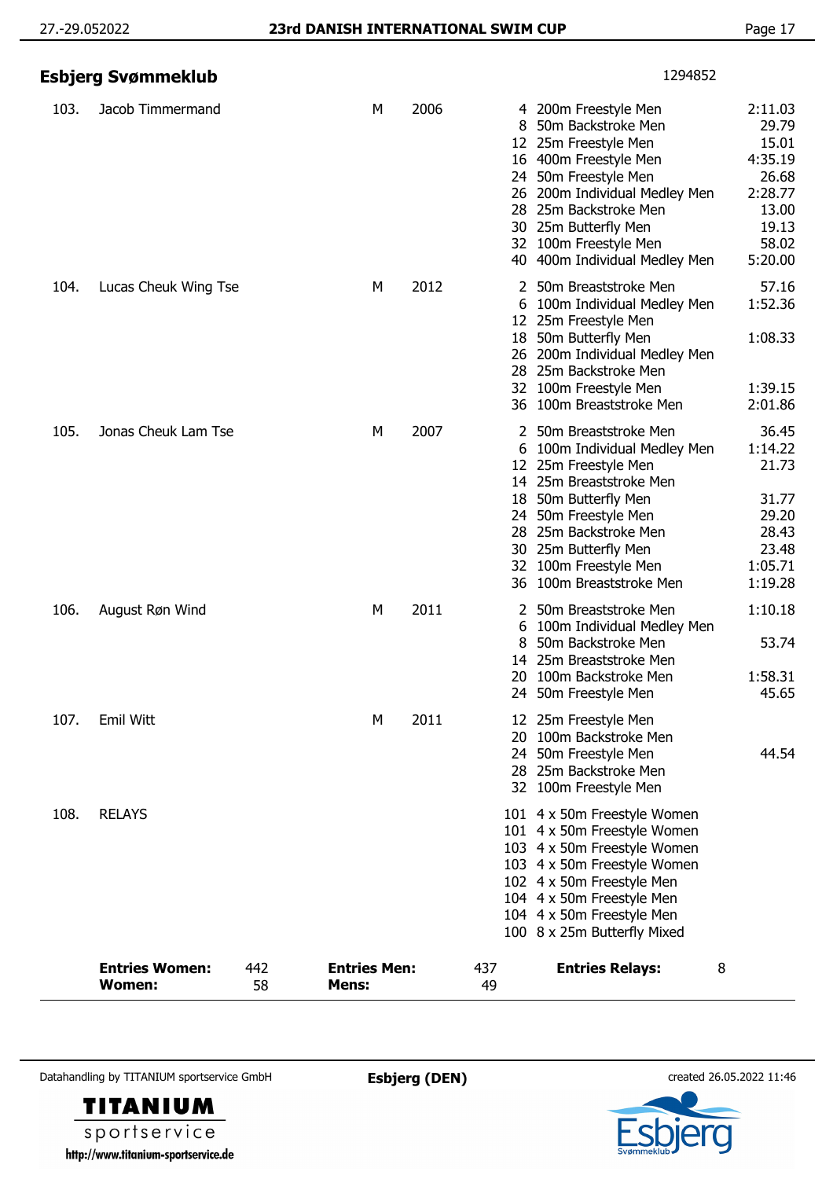## Esbjerg Svømmeklub

1294852

| | | | | | | |
|---|---|---|---|---|---|---|
| 103. | Jacob Timmermand | M | 2006 | 4 | 200m Freestyle Men | 2:11.03 |
| | | | | 8 | 50m Backstroke Men | 29.79 |
| | | | | 12 | 25m Freestyle Men | 15.01 |
| | | | | 16 | 400m Freestyle Men | 4:35.19 |
| | | | | 24 | 50m Freestyle Men | 26.68 |
| | | | | 26 | 200m Individual Medley Men | 2:28.77 |
| | | | | 28 | 25m Backstroke Men | 13.00 |
| | | | | 30 | 25m Butterfly Men | 19.13 |
| | | | | 32 | 100m Freestyle Men | 58.02 |
| | | | | 40 | 400m Individual Medley Men | 5:20.00 |
| 104. | Lucas Cheuk Wing Tse | M | 2012 | 2 | 50m Breaststroke Men | 57.16 |
| | | | | 6 | 100m Individual Medley Men | 1:52.36 |
| | | | | 12 | 25m Freestyle Men | |
| | | | | 18 | 50m Butterfly Men | 1:08.33 |
| | | | | 26 | 200m Individual Medley Men | |
| | | | | 28 | 25m Backstroke Men | |
| | | | | 32 | 100m Freestyle Men | 1:39.15 |
| | | | | 36 | 100m Breaststroke Men | 2:01.86 |
| 105. | Jonas Cheuk Lam Tse | M | 2007 | 2 | 50m Breaststroke Men | 36.45 |
| | | | | 6 | 100m Individual Medley Men | 1:14.22 |
| | | | | 12 | 25m Freestyle Men | 21.73 |
| | | | | 14 | 25m Breaststroke Men | |
| | | | | 18 | 50m Butterfly Men | 31.77 |
| | | | | 24 | 50m Freestyle Men | 29.20 |
| | | | | 28 | 25m Backstroke Men | 28.43 |
| | | | | 30 | 25m Butterfly Men | 23.48 |
| | | | | 32 | 100m Freestyle Men | 1:05.71 |
| | | | | 36 | 100m Breaststroke Men | 1:19.28 |
| 106. | August Røn Wind | M | 2011 | 2 | 50m Breaststroke Men | 1:10.18 |
| | | | | 6 | 100m Individual Medley Men | |
| | | | | 8 | 50m Backstroke Men | 53.74 |
| | | | | 14 | 25m Breaststroke Men | |
| | | | | 20 | 100m Backstroke Men | 1:58.31 |
| | | | | 24 | 50m Freestyle Men | 45.65 |
| 107. | Emil Witt | M | 2011 | 12 | 25m Freestyle Men | |
| | | | | 20 | 100m Backstroke Men | |
| | | | | 24 | 50m Freestyle Men | 44.54 |
| | | | | 28 | 25m Backstroke Men | |
| | | | | 32 | 100m Freestyle Men | |
| 108. | RELAYS | | | 101 | 4 x 50m Freestyle Women | |
| | | | | 101 | 4 x 50m Freestyle Women | |
| | | | | 103 | 4 x 50m Freestyle Women | |
| | | | | 103 | 4 x 50m Freestyle Women | |
| | | | | 102 | 4 x 50m Freestyle Men | |
| | | | | 104 | 4 x 50m Freestyle Men | |
| | | | | 104 | 4 x 50m Freestyle Men | |
| | | | | 100 | 8 x 25m Butterfly Mixed | |

| | | | | | |
|---|---|---|---|---|---|
| **Entries Women:** | 442 | **Entries Men:** | 437 | **Entries Relays:** | 8 |
| **Women:** | 58 | **Mens:** | 49 | | |

Datahandling by TITANIUM sportservice GmbH | **Esbjerg (DEN)** | created 26.05.2022 11:46